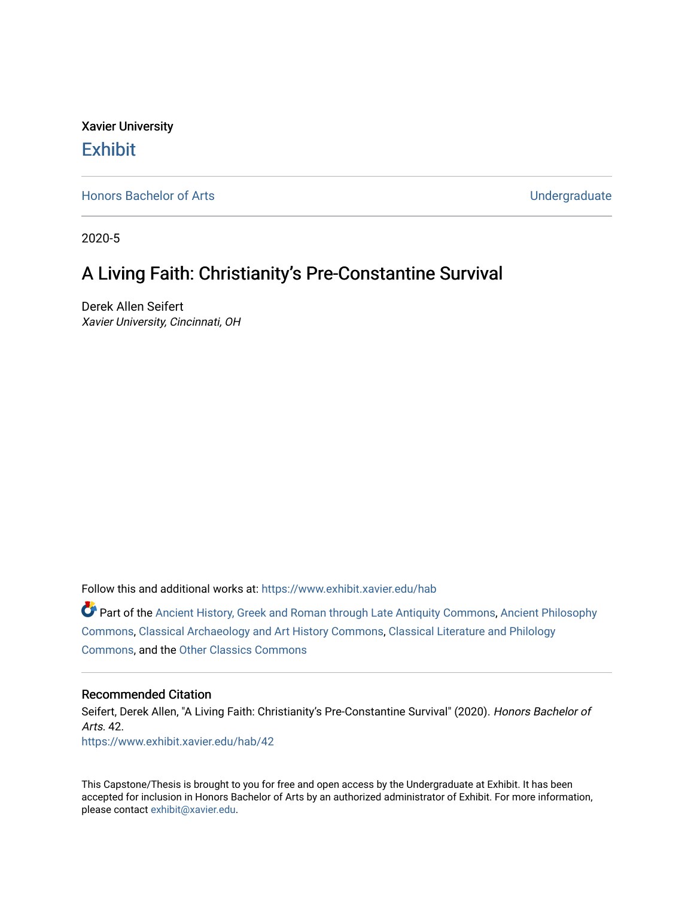Xavier University

# Exhibit

Honors Bachelor of Arts | Undergraduate

2020-5

## A Living Faith: Christianity's Pre-Constantine Survival

Derek Allen Seifert
*Xavier University, Cincinnati, OH*

Follow this and additional works at: https://www.exhibit.xavier.edu/hab

Part of the Ancient History, Greek and Roman through Late Antiquity Commons, Ancient Philosophy Commons, Classical Archaeology and Art History Commons, Classical Literature and Philology Commons, and the Other Classics Commons

### Recommended Citation

Seifert, Derek Allen, "A Living Faith: Christianity's Pre-Constantine Survival" (2020). *Honors Bachelor of Arts*. 42.
https://www.exhibit.xavier.edu/hab/42

This Capstone/Thesis is brought to you for free and open access by the Undergraduate at Exhibit. It has been accepted for inclusion in Honors Bachelor of Arts by an authorized administrator of Exhibit. For more information, please contact exhibit@xavier.edu.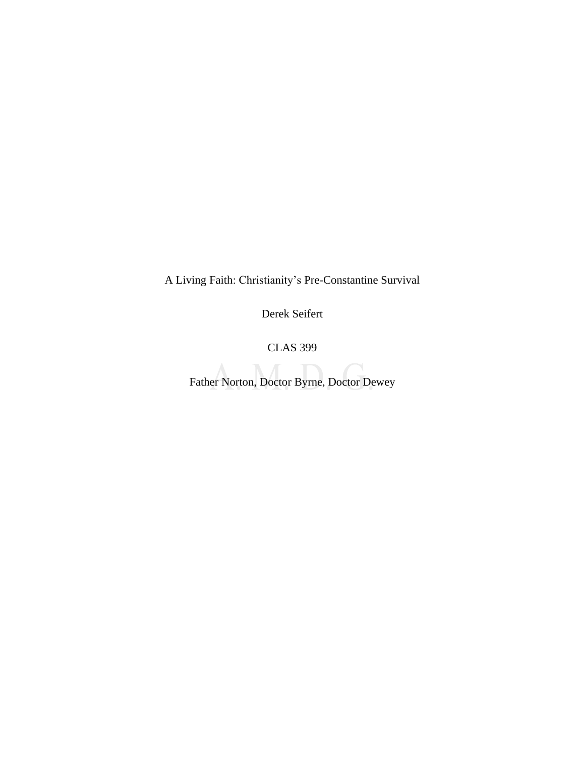A Living Faith: Christianity's Pre-Constantine Survival

Derek Seifert

CLAS 399

Father Norton, Doctor Byrne, Doctor Dewey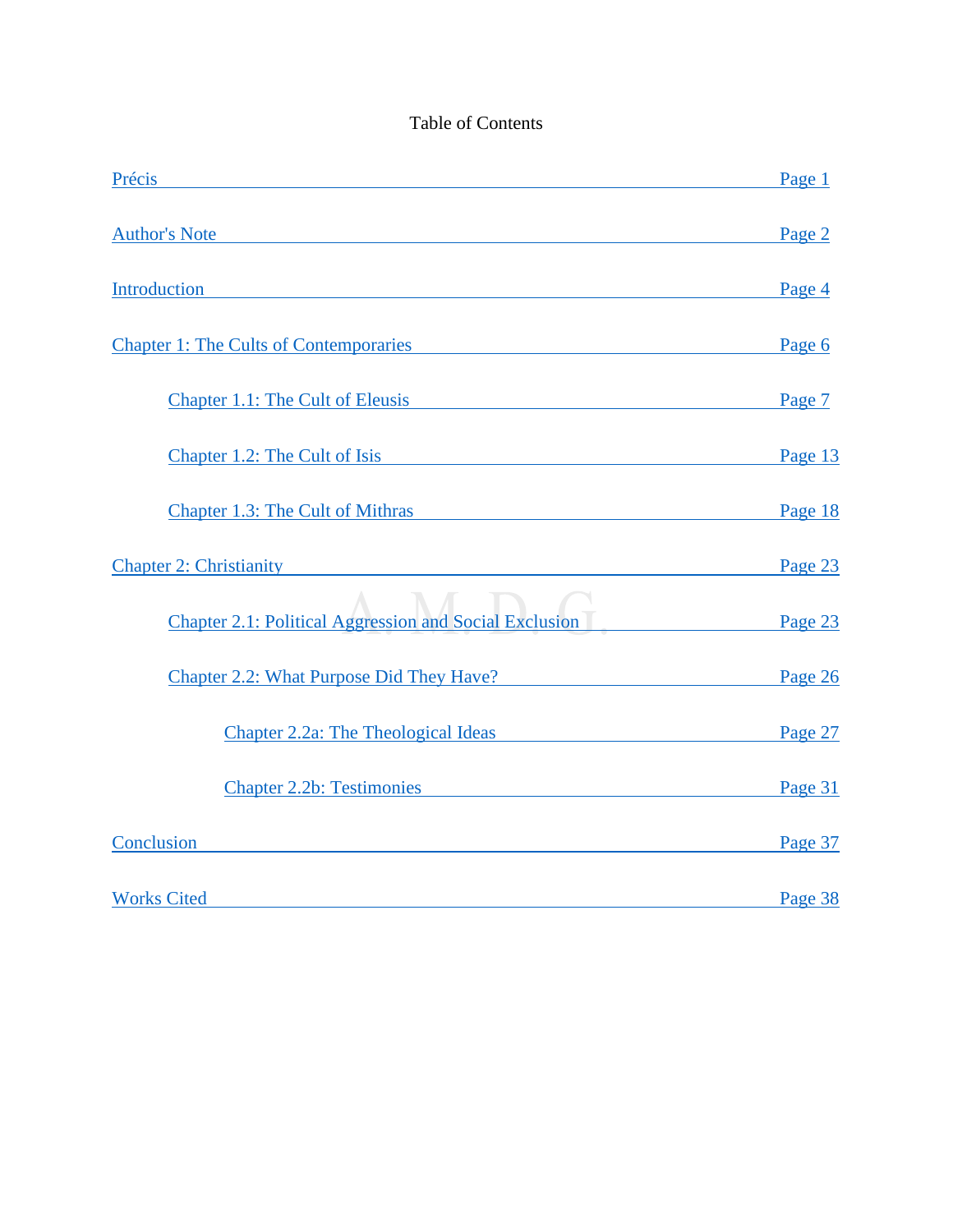# Table of Contents

| | |
|---|---|
| Précis | Page 1 |
| Author's Note | Page 2 |
| Introduction | Page 4 |
| Chapter 1: The Cults of Contemporaries | Page 6 |
| &nbsp;&nbsp;&nbsp;&nbsp;Chapter 1.1: The Cult of Eleusis | Page 7 |
| &nbsp;&nbsp;&nbsp;&nbsp;Chapter 1.2: The Cult of Isis | Page 13 |
| &nbsp;&nbsp;&nbsp;&nbsp;Chapter 1.3: The Cult of Mithras | Page 18 |
| Chapter 2: Christianity | Page 23 |
| &nbsp;&nbsp;&nbsp;&nbsp;Chapter 2.1: Political Aggression and Social Exclusion | Page 23 |
| &nbsp;&nbsp;&nbsp;&nbsp;Chapter 2.2: What Purpose Did They Have? | Page 26 |
| &nbsp;&nbsp;&nbsp;&nbsp;&nbsp;&nbsp;&nbsp;&nbsp;Chapter 2.2a: The Theological Ideas | Page 27 |
| &nbsp;&nbsp;&nbsp;&nbsp;&nbsp;&nbsp;&nbsp;&nbsp;Chapter 2.2b: Testimonies | Page 31 |
| Conclusion | Page 37 |
| Works Cited | Page 38 |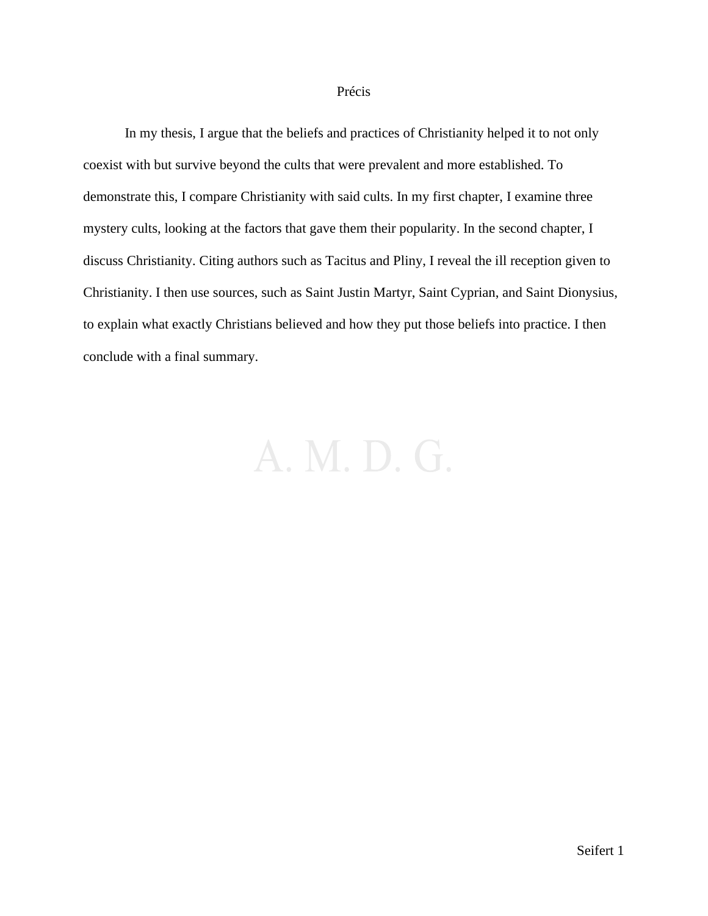# Précis

In my thesis, I argue that the beliefs and practices of Christianity helped it to not only coexist with but survive beyond the cults that were prevalent and more established. To demonstrate this, I compare Christianity with said cults. In my first chapter, I examine three mystery cults, looking at the factors that gave them their popularity. In the second chapter, I discuss Christianity. Citing authors such as Tacitus and Pliny, I reveal the ill reception given to Christianity. I then use sources, such as Saint Justin Martyr, Saint Cyprian, and Saint Dionysius, to explain what exactly Christians believed and how they put those beliefs into practice. I then conclude with a final summary.

A. M. D. G.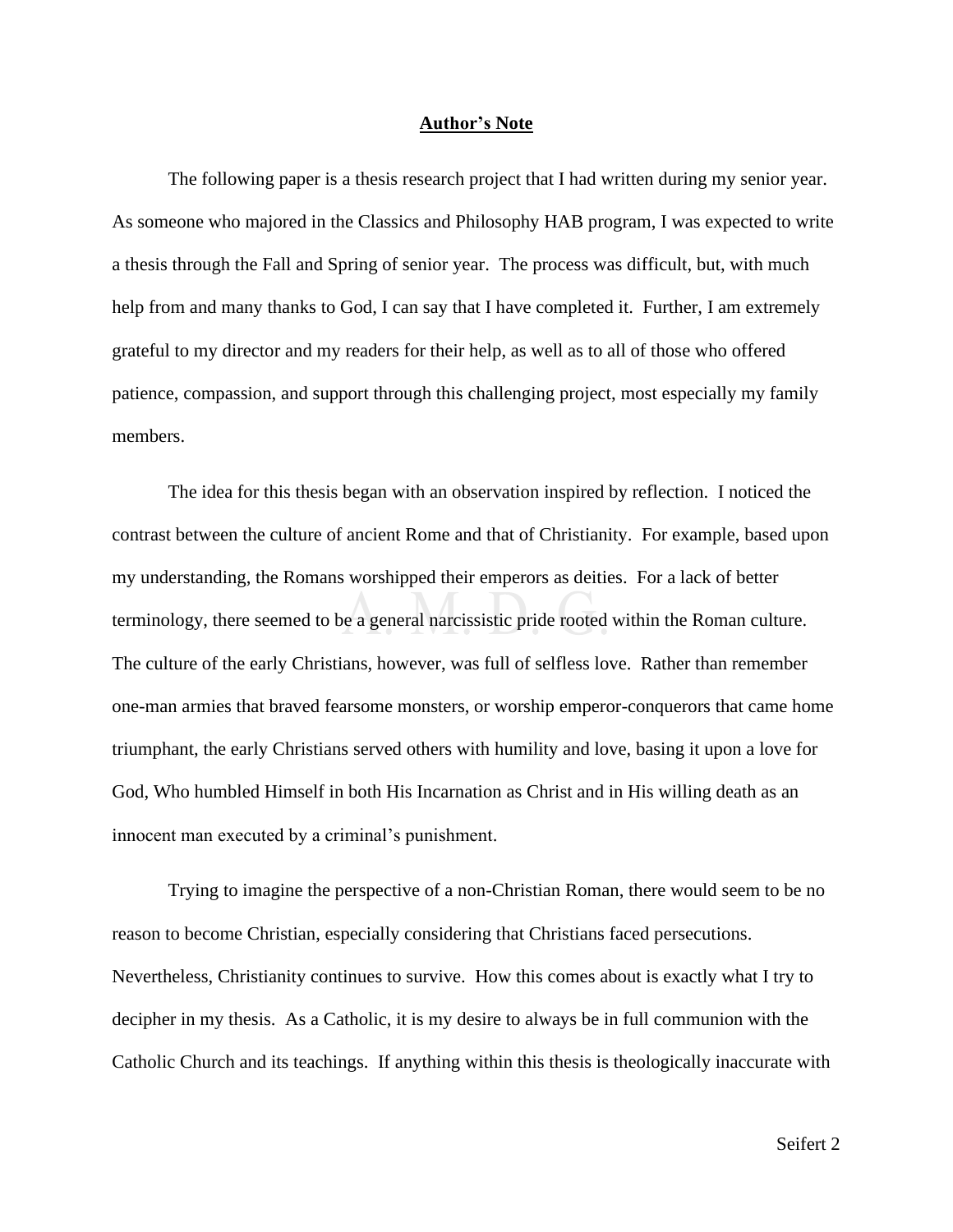**Author's Note**

The following paper is a thesis research project that I had written during my senior year. As someone who majored in the Classics and Philosophy HAB program, I was expected to write a thesis through the Fall and Spring of senior year. The process was difficult, but, with much help from and many thanks to God, I can say that I have completed it. Further, I am extremely grateful to my director and my readers for their help, as well as to all of those who offered patience, compassion, and support through this challenging project, most especially my family members.

The idea for this thesis began with an observation inspired by reflection. I noticed the contrast between the culture of ancient Rome and that of Christianity. For example, based upon my understanding, the Romans worshipped their emperors as deities. For a lack of better terminology, there seemed to be a general narcissistic pride rooted within the Roman culture. The culture of the early Christians, however, was full of selfless love. Rather than remember one-man armies that braved fearsome monsters, or worship emperor-conquerors that came home triumphant, the early Christians served others with humility and love, basing it upon a love for God, Who humbled Himself in both His Incarnation as Christ and in His willing death as an innocent man executed by a criminal's punishment.

Trying to imagine the perspective of a non-Christian Roman, there would seem to be no reason to become Christian, especially considering that Christians faced persecutions. Nevertheless, Christianity continues to survive. How this comes about is exactly what I try to decipher in my thesis. As a Catholic, it is my desire to always be in full communion with the Catholic Church and its teachings. If anything within this thesis is theologically inaccurate with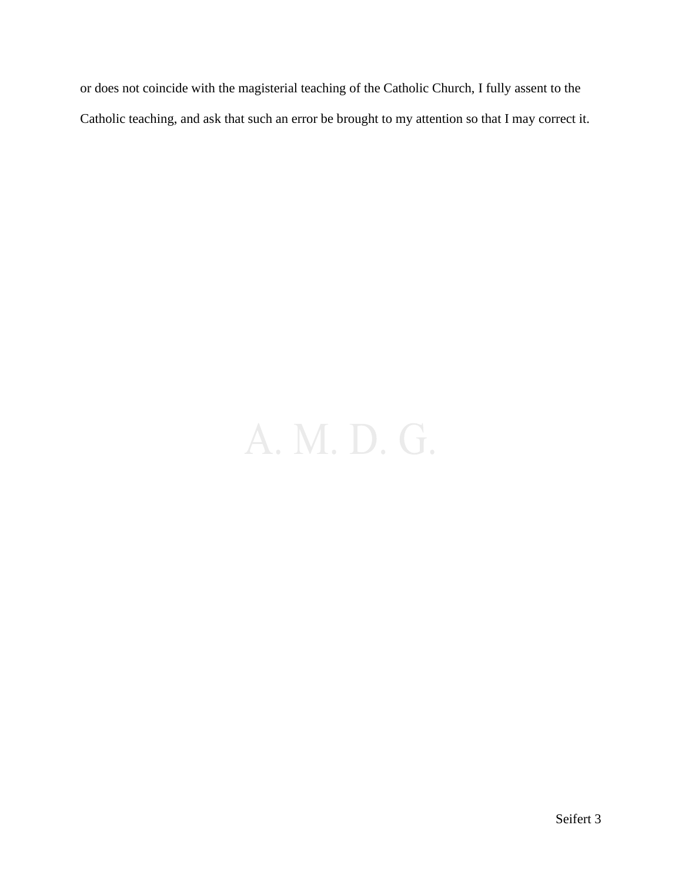or does not coincide with the magisterial teaching of the Catholic Church, I fully assent to the Catholic teaching, and ask that such an error be brought to my attention so that I may correct it.

A. M. D. G.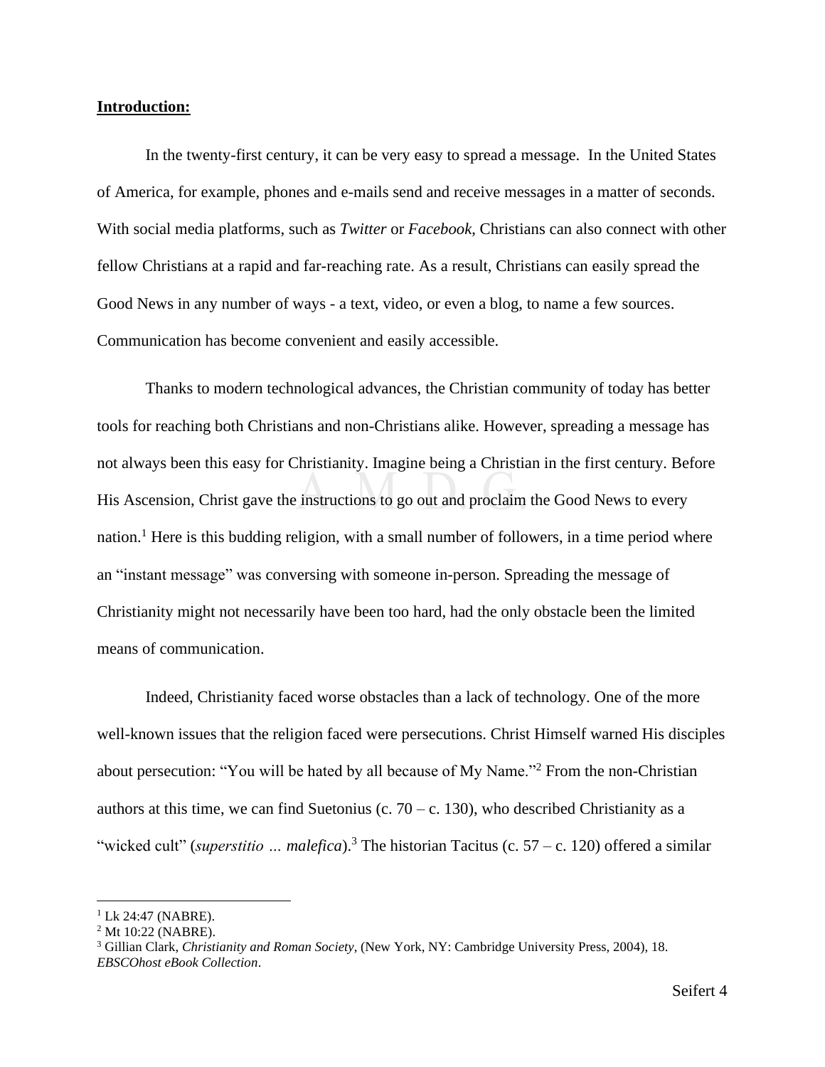**Introduction:**

In the twenty-first century, it can be very easy to spread a message.  In the United States of America, for example, phones and e-mails send and receive messages in a matter of seconds. With social media platforms, such as *Twitter* or *Facebook*, Christians can also connect with other fellow Christians at a rapid and far-reaching rate. As a result, Christians can easily spread the Good News in any number of ways - a text, video, or even a blog, to name a few sources. Communication has become convenient and easily accessible.

Thanks to modern technological advances, the Christian community of today has better tools for reaching both Christians and non-Christians alike. However, spreading a message has not always been this easy for Christianity. Imagine being a Christian in the first century. Before His Ascension, Christ gave the instructions to go out and proclaim the Good News to every nation.[1] Here is this budding religion, with a small number of followers, in a time period where an "instant message" was conversing with someone in-person. Spreading the message of Christianity might not necessarily have been too hard, had the only obstacle been the limited means of communication.

Indeed, Christianity faced worse obstacles than a lack of technology. One of the more well-known issues that the religion faced were persecutions. Christ Himself warned His disciples about persecution: "You will be hated by all because of My Name."[2] From the non-Christian authors at this time, we can find Suetonius (c. 70 – c. 130), who described Christianity as a "wicked cult" (*superstitio … malefica*).[3] The historian Tacitus (c. 57 – c. 120) offered a similar

---

[1] Lk 24:47 (NABRE).
[2] Mt 10:22 (NABRE).
[3] Gillian Clark, *Christianity and Roman Society*, (New York, NY: Cambridge University Press, 2004), 18. *EBSCOhost eBook Collection*.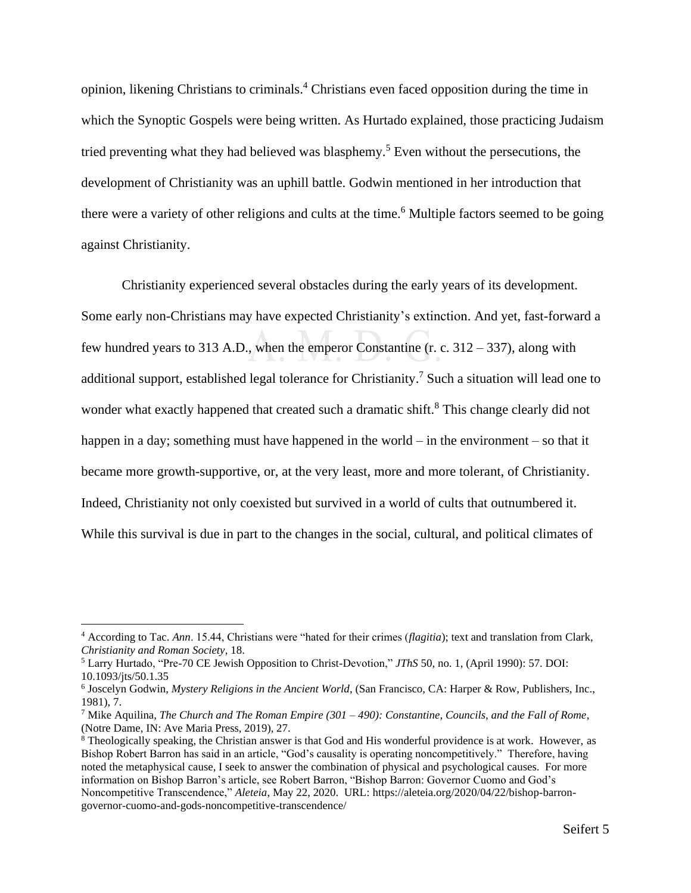opinion, likening Christians to criminals.[4] Christians even faced opposition during the time in which the Synoptic Gospels were being written. As Hurtado explained, those practicing Judaism tried preventing what they had believed was blasphemy.[5] Even without the persecutions, the development of Christianity was an uphill battle. Godwin mentioned in her introduction that there were a variety of other religions and cults at the time.[6] Multiple factors seemed to be going against Christianity.

Christianity experienced several obstacles during the early years of its development. Some early non-Christians may have expected Christianity's extinction. And yet, fast-forward a few hundred years to 313 A.D., when the emperor Constantine (r. c. 312 – 337), along with additional support, established legal tolerance for Christianity.[7] Such a situation will lead one to wonder what exactly happened that created such a dramatic shift.[8] This change clearly did not happen in a day; something must have happened in the world – in the environment – so that it became more growth-supportive, or, at the very least, more and more tolerant, of Christianity. Indeed, Christianity not only coexisted but survived in a world of cults that outnumbered it. While this survival is due in part to the changes in the social, cultural, and political climates of

---

[4] According to Tac. *Ann*. 15.44, Christians were "hated for their crimes (*flagitia*); text and translation from Clark, *Christianity and Roman Society*, 18.

[5] Larry Hurtado, "Pre-70 CE Jewish Opposition to Christ-Devotion," *JThS* 50, no. 1, (April 1990): 57. DOI: 10.1093/jts/50.1.35

[6] Joscelyn Godwin, *Mystery Religions in the Ancient World*, (San Francisco, CA: Harper & Row, Publishers, Inc., 1981), 7.

[7] Mike Aquilina, *The Church and The Roman Empire (301 – 490): Constantine, Councils, and the Fall of Rome*, (Notre Dame, IN: Ave Maria Press, 2019), 27.

[8] Theologically speaking, the Christian answer is that God and His wonderful providence is at work. However, as Bishop Robert Barron has said in an article, "God's causality is operating noncompetitively." Therefore, having noted the metaphysical cause, I seek to answer the combination of physical and psychological causes. For more information on Bishop Barron's article, see Robert Barron, "Bishop Barron: Governor Cuomo and God's Noncompetitive Transcendence," *Aleteia*, May 22, 2020. URL: https://aleteia.org/2020/04/22/bishop-barron-governor-cuomo-and-gods-noncompetitive-transcendence/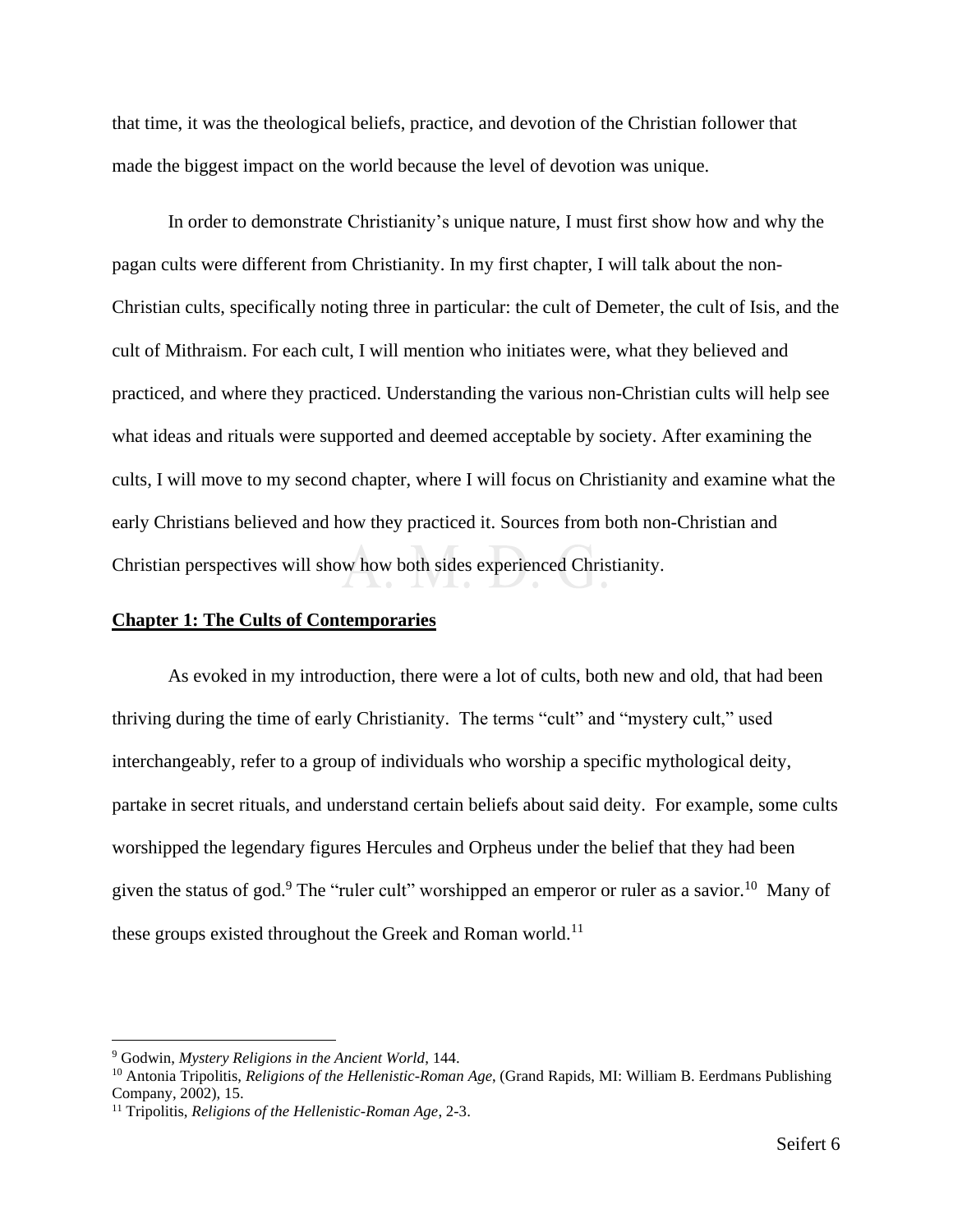that time, it was the theological beliefs, practice, and devotion of the Christian follower that made the biggest impact on the world because the level of devotion was unique.

In order to demonstrate Christianity's unique nature, I must first show how and why the pagan cults were different from Christianity. In my first chapter, I will talk about the non-Christian cults, specifically noting three in particular: the cult of Demeter, the cult of Isis, and the cult of Mithraism. For each cult, I will mention who initiates were, what they believed and practiced, and where they practiced. Understanding the various non-Christian cults will help see what ideas and rituals were supported and deemed acceptable by society. After examining the cults, I will move to my second chapter, where I will focus on Christianity and examine what the early Christians believed and how they practiced it. Sources from both non-Christian and Christian perspectives will show how both sides experienced Christianity.

## Chapter 1: The Cults of Contemporaries

As evoked in my introduction, there were a lot of cults, both new and old, that had been thriving during the time of early Christianity. The terms "cult" and "mystery cult," used interchangeably, refer to a group of individuals who worship a specific mythological deity, partake in secret rituals, and understand certain beliefs about said deity. For example, some cults worshipped the legendary figures Hercules and Orpheus under the belief that they had been given the status of god.[9] The "ruler cult" worshipped an emperor or ruler as a savior.[10] Many of these groups existed throughout the Greek and Roman world.[11]

---

[9] Godwin, *Mystery Religions in the Ancient World*, 144.

[10] Antonia Tripolitis, *Religions of the Hellenistic-Roman Age*, (Grand Rapids, MI: William B. Eerdmans Publishing Company, 2002), 15.

[11] Tripolitis, *Religions of the Hellenistic-Roman Age*, 2-3.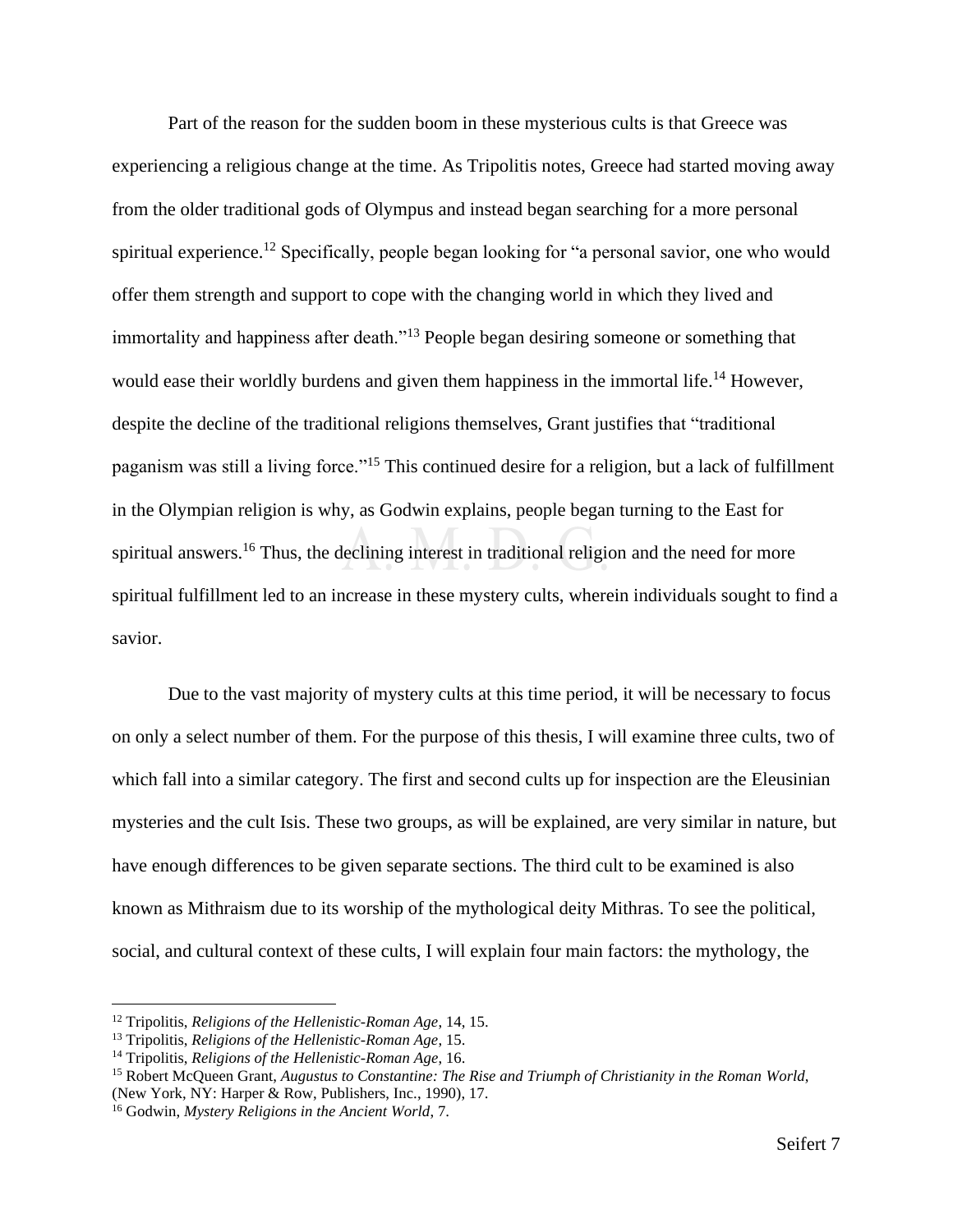Part of the reason for the sudden boom in these mysterious cults is that Greece was experiencing a religious change at the time. As Tripolitis notes, Greece had started moving away from the older traditional gods of Olympus and instead began searching for a more personal spiritual experience.[12] Specifically, people began looking for "a personal savior, one who would offer them strength and support to cope with the changing world in which they lived and immortality and happiness after death."[13] People began desiring someone or something that would ease their worldly burdens and given them happiness in the immortal life.[14] However, despite the decline of the traditional religions themselves, Grant justifies that "traditional paganism was still a living force."[15] This continued desire for a religion, but a lack of fulfillment in the Olympian religion is why, as Godwin explains, people began turning to the East for spiritual answers.[16] Thus, the declining interest in traditional religion and the need for more spiritual fulfillment led to an increase in these mystery cults, wherein individuals sought to find a savior.

Due to the vast majority of mystery cults at this time period, it will be necessary to focus on only a select number of them. For the purpose of this thesis, I will examine three cults, two of which fall into a similar category. The first and second cults up for inspection are the Eleusinian mysteries and the cult Isis. These two groups, as will be explained, are very similar in nature, but have enough differences to be given separate sections. The third cult to be examined is also known as Mithraism due to its worship of the mythological deity Mithras. To see the political, social, and cultural context of these cults, I will explain four main factors: the mythology, the

---

[12] Tripolitis, *Religions of the Hellenistic-Roman Age*, 14, 15.

[13] Tripolitis, *Religions of the Hellenistic-Roman Age*, 15.

[14] Tripolitis, *Religions of the Hellenistic-Roman Age*, 16.

[15] Robert McQueen Grant, *Augustus to Constantine: The Rise and Triumph of Christianity in the Roman World*, (New York, NY: Harper & Row, Publishers, Inc., 1990), 17.

[16] Godwin, *Mystery Religions in the Ancient World*, 7.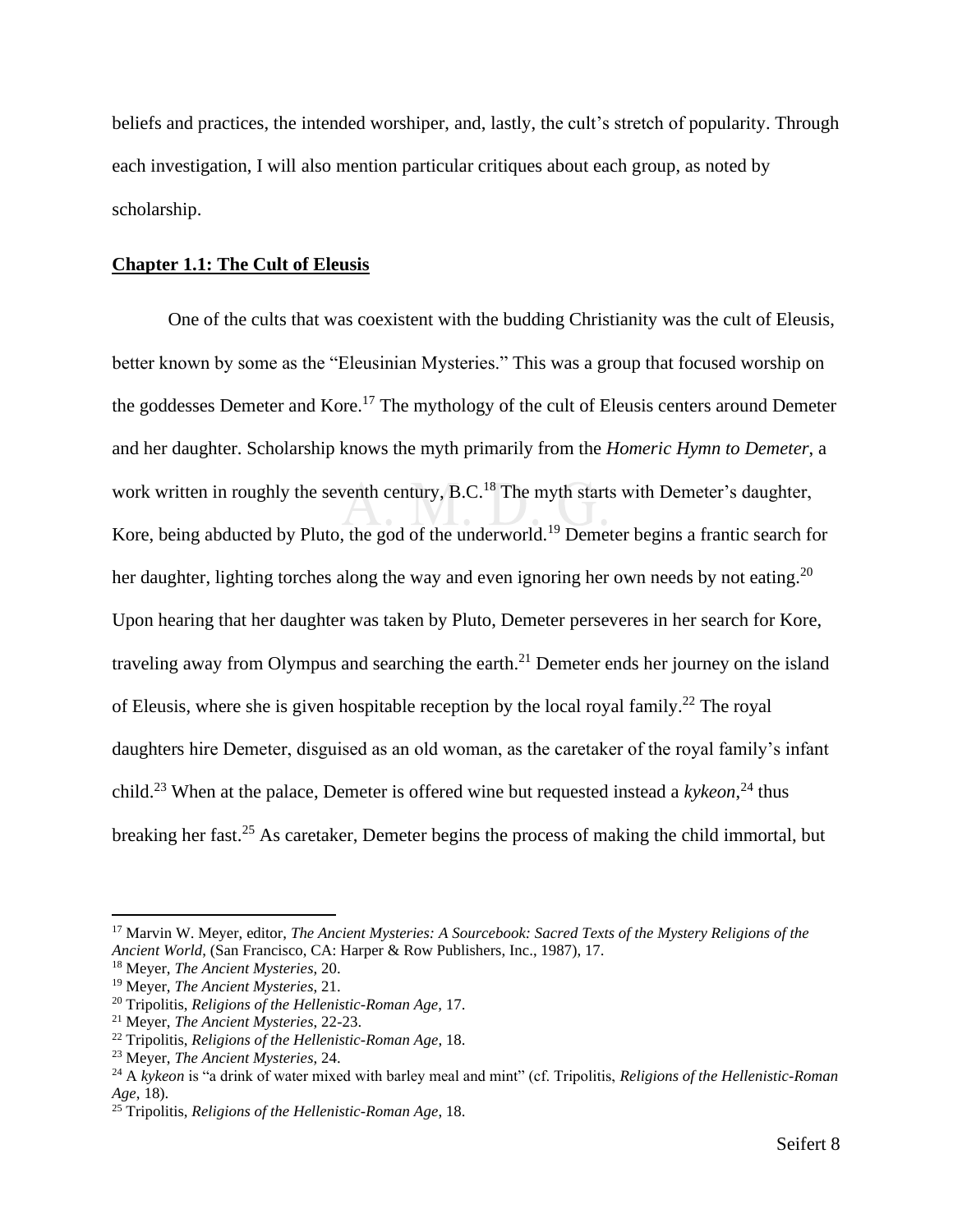beliefs and practices, the intended worshiper, and, lastly, the cult's stretch of popularity. Through each investigation, I will also mention particular critiques about each group, as noted by scholarship.

## Chapter 1.1: The Cult of Eleusis

One of the cults that was coexistent with the budding Christianity was the cult of Eleusis, better known by some as the "Eleusinian Mysteries." This was a group that focused worship on the goddesses Demeter and Kore.[17] The mythology of the cult of Eleusis centers around Demeter and her daughter. Scholarship knows the myth primarily from the *Homeric Hymn to Demeter*, a work written in roughly the seventh century, B.C.[18] The myth starts with Demeter's daughter, Kore, being abducted by Pluto, the god of the underworld.[19] Demeter begins a frantic search for her daughter, lighting torches along the way and even ignoring her own needs by not eating.[20] Upon hearing that her daughter was taken by Pluto, Demeter perseveres in her search for Kore, traveling away from Olympus and searching the earth.[21] Demeter ends her journey on the island of Eleusis, where she is given hospitable reception by the local royal family.[22] The royal daughters hire Demeter, disguised as an old woman, as the caretaker of the royal family's infant child.[23] When at the palace, Demeter is offered wine but requested instead a *kykeon*,[24] thus breaking her fast.[25] As caretaker, Demeter begins the process of making the child immortal, but

---

[17] Marvin W. Meyer, editor, *The Ancient Mysteries: A Sourcebook: Sacred Texts of the Mystery Religions of the Ancient World*, (San Francisco, CA: Harper & Row Publishers, Inc., 1987), 17.
[18] Meyer, *The Ancient Mysteries*, 20.
[19] Meyer, *The Ancient Mysteries*, 21.
[20] Tripolitis, *Religions of the Hellenistic-Roman Age*, 17.
[21] Meyer, *The Ancient Mysteries*, 22-23.
[22] Tripolitis, *Religions of the Hellenistic-Roman Age*, 18.
[23] Meyer, *The Ancient Mysteries*, 24.
[24] A *kykeon* is "a drink of water mixed with barley meal and mint" (cf. Tripolitis, *Religions of the Hellenistic-Roman Age*, 18).
[25] Tripolitis, *Religions of the Hellenistic-Roman Age*, 18.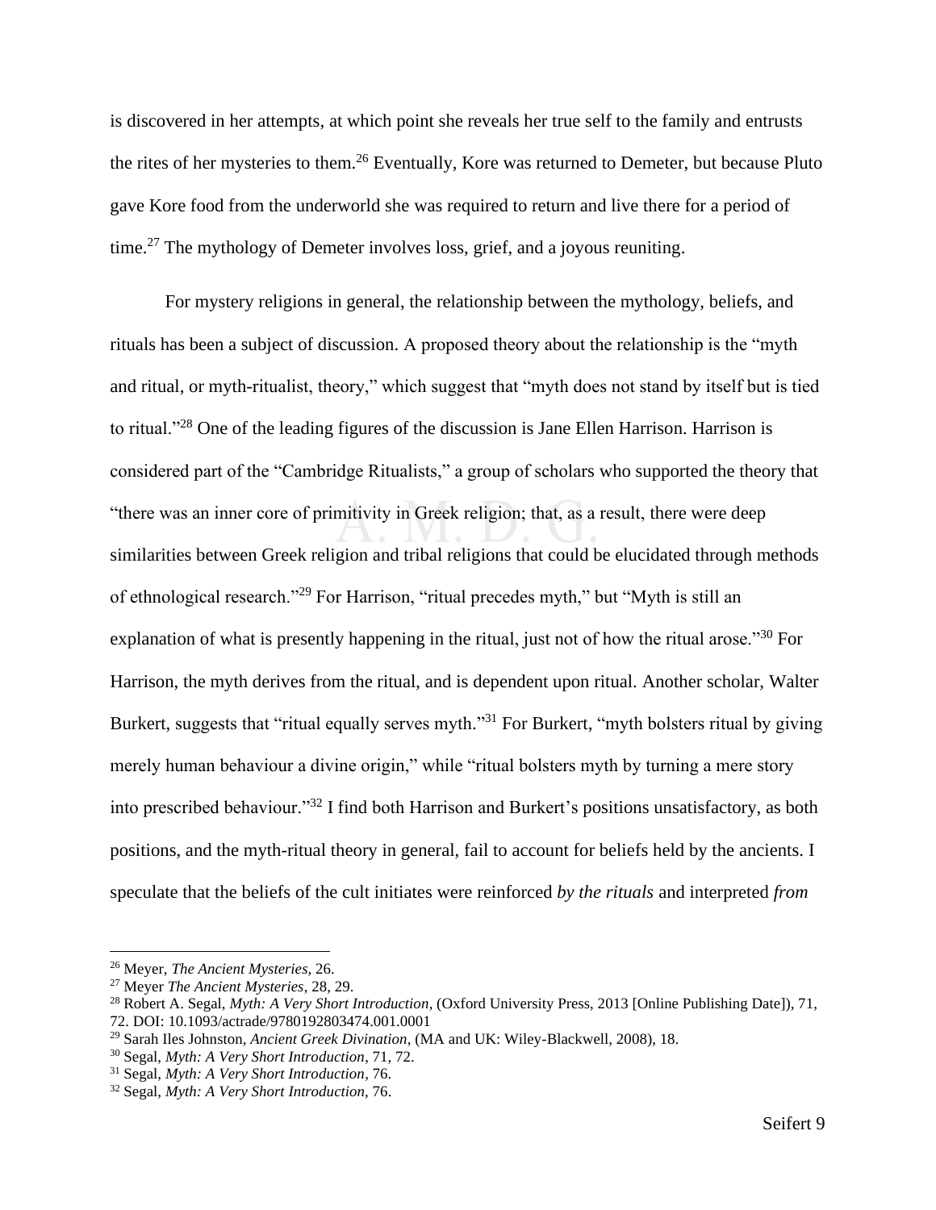is discovered in her attempts, at which point she reveals her true self to the family and entrusts the rites of her mysteries to them.[26] Eventually, Kore was returned to Demeter, but because Pluto gave Kore food from the underworld she was required to return and live there for a period of time.[27] The mythology of Demeter involves loss, grief, and a joyous reuniting.

For mystery religions in general, the relationship between the mythology, beliefs, and rituals has been a subject of discussion. A proposed theory about the relationship is the "myth and ritual, or myth-ritualist, theory," which suggest that "myth does not stand by itself but is tied to ritual."[28] One of the leading figures of the discussion is Jane Ellen Harrison. Harrison is considered part of the "Cambridge Ritualists," a group of scholars who supported the theory that "there was an inner core of primitivity in Greek religion; that, as a result, there were deep similarities between Greek religion and tribal religions that could be elucidated through methods of ethnological research."[29] For Harrison, "ritual precedes myth," but "Myth is still an explanation of what is presently happening in the ritual, just not of how the ritual arose."[30] For Harrison, the myth derives from the ritual, and is dependent upon ritual. Another scholar, Walter Burkert, suggests that "ritual equally serves myth."[31] For Burkert, "myth bolsters ritual by giving merely human behaviour a divine origin," while "ritual bolsters myth by turning a mere story into prescribed behaviour."[32] I find both Harrison and Burkert's positions unsatisfactory, as both positions, and the myth-ritual theory in general, fail to account for beliefs held by the ancients. I speculate that the beliefs of the cult initiates were reinforced *by the rituals* and interpreted *from*

---

[26] Meyer, *The Ancient Mysteries*, 26.

[27] Meyer *The Ancient Mysteries*, 28, 29.

[28] Robert A. Segal, *Myth: A Very Short Introduction*, (Oxford University Press, 2013 [Online Publishing Date]), 71, 72. DOI: 10.1093/actrade/9780192803474.001.0001

[29] Sarah Iles Johnston, *Ancient Greek Divination*, (MA and UK: Wiley-Blackwell, 2008), 18.

[30] Segal, *Myth: A Very Short Introduction*, 71, 72.

[31] Segal, *Myth: A Very Short Introduction*, 76.

[32] Segal, *Myth: A Very Short Introduction*, 76.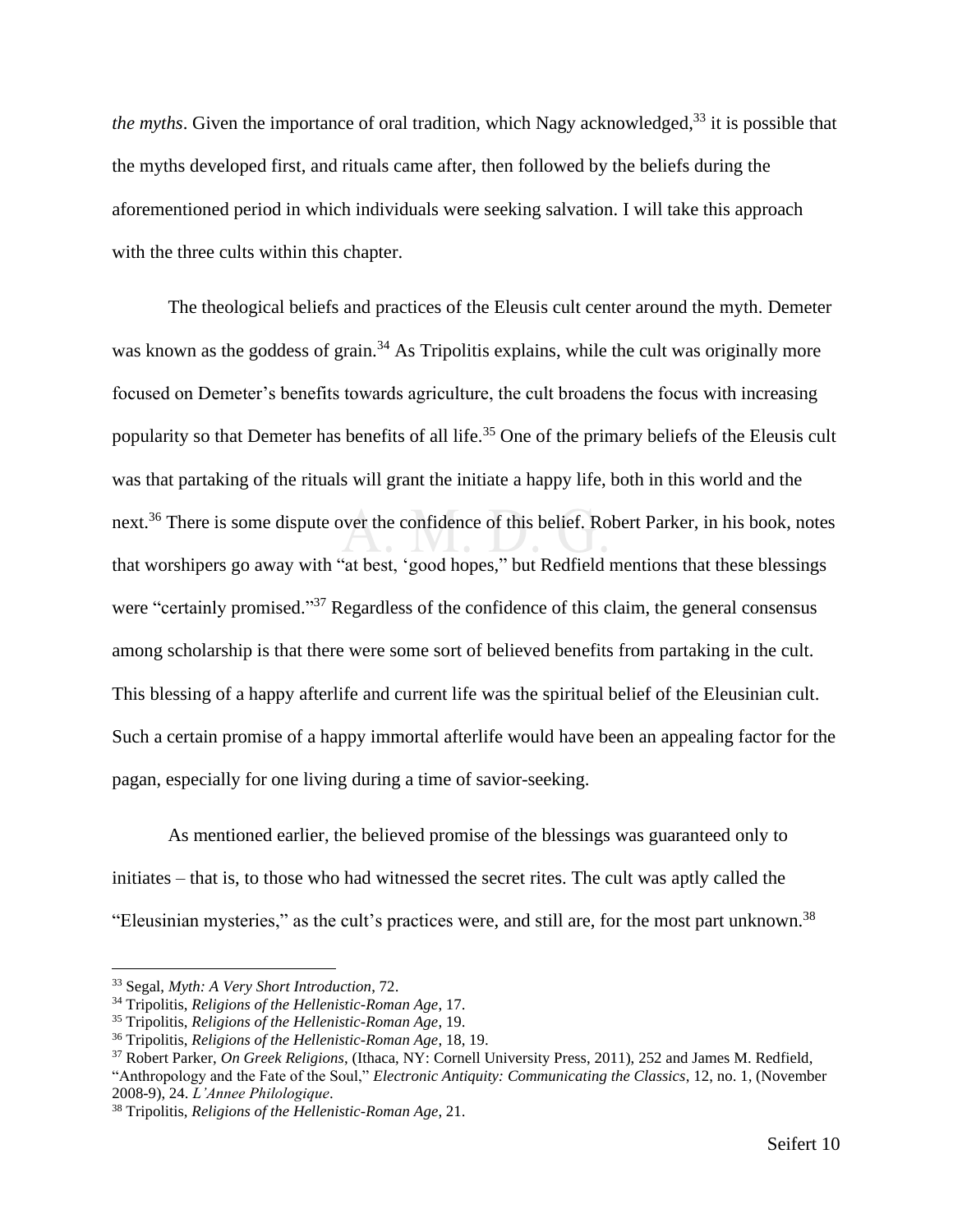*the myths*. Given the importance of oral tradition, which Nagy acknowledged,[33] it is possible that the myths developed first, and rituals came after, then followed by the beliefs during the aforementioned period in which individuals were seeking salvation. I will take this approach with the three cults within this chapter.

The theological beliefs and practices of the Eleusis cult center around the myth. Demeter was known as the goddess of grain.[34] As Tripolitis explains, while the cult was originally more focused on Demeter's benefits towards agriculture, the cult broadens the focus with increasing popularity so that Demeter has benefits of all life.[35] One of the primary beliefs of the Eleusis cult was that partaking of the rituals will grant the initiate a happy life, both in this world and the next.[36] There is some dispute over the confidence of this belief. Robert Parker, in his book, notes that worshipers go away with "at best, 'good hopes," but Redfield mentions that these blessings were "certainly promised."[37] Regardless of the confidence of this claim, the general consensus among scholarship is that there were some sort of believed benefits from partaking in the cult. This blessing of a happy afterlife and current life was the spiritual belief of the Eleusinian cult. Such a certain promise of a happy immortal afterlife would have been an appealing factor for the pagan, especially for one living during a time of savior-seeking.

As mentioned earlier, the believed promise of the blessings was guaranteed only to initiates – that is, to those who had witnessed the secret rites. The cult was aptly called the "Eleusinian mysteries," as the cult's practices were, and still are, for the most part unknown.[38]

---

[33] Segal, *Myth: A Very Short Introduction*, 72.
[34] Tripolitis, *Religions of the Hellenistic-Roman Age*, 17.
[35] Tripolitis, *Religions of the Hellenistic-Roman Age*, 19.
[36] Tripolitis, *Religions of the Hellenistic-Roman Age*, 18, 19.
[37] Robert Parker, *On Greek Religions*, (Ithaca, NY: Cornell University Press, 2011), 252 and James M. Redfield, "Anthropology and the Fate of the Soul," *Electronic Antiquity: Communicating the Classics*, 12, no. 1, (November 2008-9), 24. *L'Annee Philologique*.
[38] Tripolitis, *Religions of the Hellenistic-Roman Age*, 21.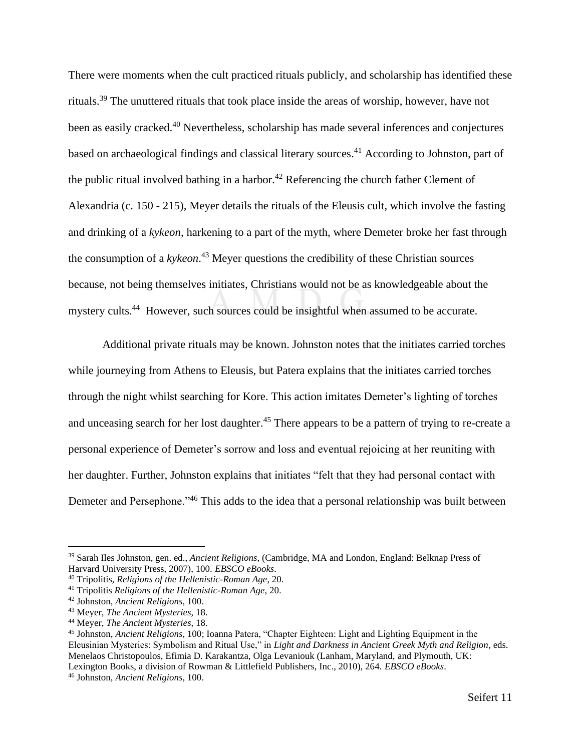There were moments when the cult practiced rituals publicly, and scholarship has identified these rituals.[39] The unuttered rituals that took place inside the areas of worship, however, have not been as easily cracked.[40] Nevertheless, scholarship has made several inferences and conjectures based on archaeological findings and classical literary sources.[41] According to Johnston, part of the public ritual involved bathing in a harbor.[42] Referencing the church father Clement of Alexandria (c. 150 - 215), Meyer details the rituals of the Eleusis cult, which involve the fasting and drinking of a *kykeon*, harkening to a part of the myth, where Demeter broke her fast through the consumption of a *kykeon*.[43] Meyer questions the credibility of these Christian sources because, not being themselves initiates, Christians would not be as knowledgeable about the mystery cults.[44] However, such sources could be insightful when assumed to be accurate.

Additional private rituals may be known. Johnston notes that the initiates carried torches while journeying from Athens to Eleusis, but Patera explains that the initiates carried torches through the night whilst searching for Kore. This action imitates Demeter's lighting of torches and unceasing search for her lost daughter.[45] There appears to be a pattern of trying to re-create a personal experience of Demeter's sorrow and loss and eventual rejoicing at her reuniting with her daughter. Further, Johnston explains that initiates "felt that they had personal contact with Demeter and Persephone."[46] This adds to the idea that a personal relationship was built between

---

[39] Sarah Iles Johnston, gen. ed., *Ancient Religions*, (Cambridge, MA and London, England: Belknap Press of Harvard University Press, 2007), 100. *EBSCO eBooks*.

[40] Tripolitis, *Religions of the Hellenistic-Roman Age*, 20.

[41] Tripolitis *Religions of the Hellenistic-Roman Age*, 20.

[42] Johnston, *Ancient Religions*, 100.

[43] Meyer, *The Ancient Mysteries*, 18.

[44] Meyer, *The Ancient Mysteries*, 18.

[45] Johnston, *Ancient Religions*, 100; Ioanna Patera, "Chapter Eighteen: Light and Lighting Equipment in the Eleusinian Mysteries: Symbolism and Ritual Use," in *Light and Darkness in Ancient Greek Myth and Religion*, eds. Menelaos Christopoulos, Efimia D. Karakantza, Olga Levaniouk (Lanham, Maryland, and Plymouth, UK: Lexington Books, a division of Rowman & Littlefield Publishers, Inc., 2010), 264. *EBSCO eBooks*.

[46] Johnston, *Ancient Religions*, 100.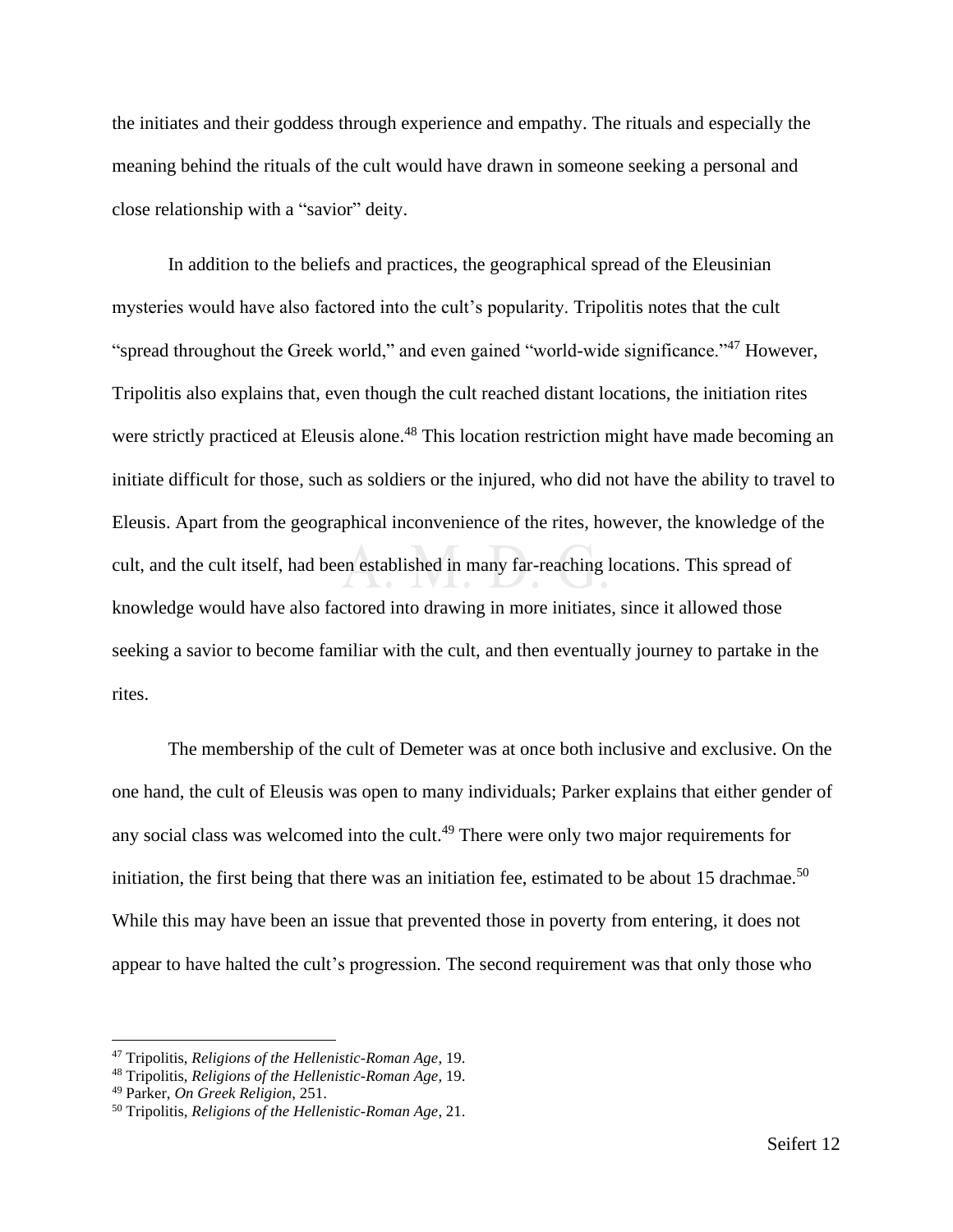the initiates and their goddess through experience and empathy. The rituals and especially the meaning behind the rituals of the cult would have drawn in someone seeking a personal and close relationship with a "savior" deity.

In addition to the beliefs and practices, the geographical spread of the Eleusinian mysteries would have also factored into the cult's popularity. Tripolitis notes that the cult "spread throughout the Greek world," and even gained "world-wide significance."[47] However, Tripolitis also explains that, even though the cult reached distant locations, the initiation rites were strictly practiced at Eleusis alone.[48] This location restriction might have made becoming an initiate difficult for those, such as soldiers or the injured, who did not have the ability to travel to Eleusis. Apart from the geographical inconvenience of the rites, however, the knowledge of the cult, and the cult itself, had been established in many far-reaching locations. This spread of knowledge would have also factored into drawing in more initiates, since it allowed those seeking a savior to become familiar with the cult, and then eventually journey to partake in the rites.

The membership of the cult of Demeter was at once both inclusive and exclusive. On the one hand, the cult of Eleusis was open to many individuals; Parker explains that either gender of any social class was welcomed into the cult.[49] There were only two major requirements for initiation, the first being that there was an initiation fee, estimated to be about 15 drachmae.[50] While this may have been an issue that prevented those in poverty from entering, it does not appear to have halted the cult's progression. The second requirement was that only those who

---

[47] Tripolitis, *Religions of the Hellenistic-Roman Age*, 19.
[48] Tripolitis, *Religions of the Hellenistic-Roman Age*, 19.
[49] Parker, *On Greek Religion*, 251.
[50] Tripolitis, *Religions of the Hellenistic-Roman Age*, 21.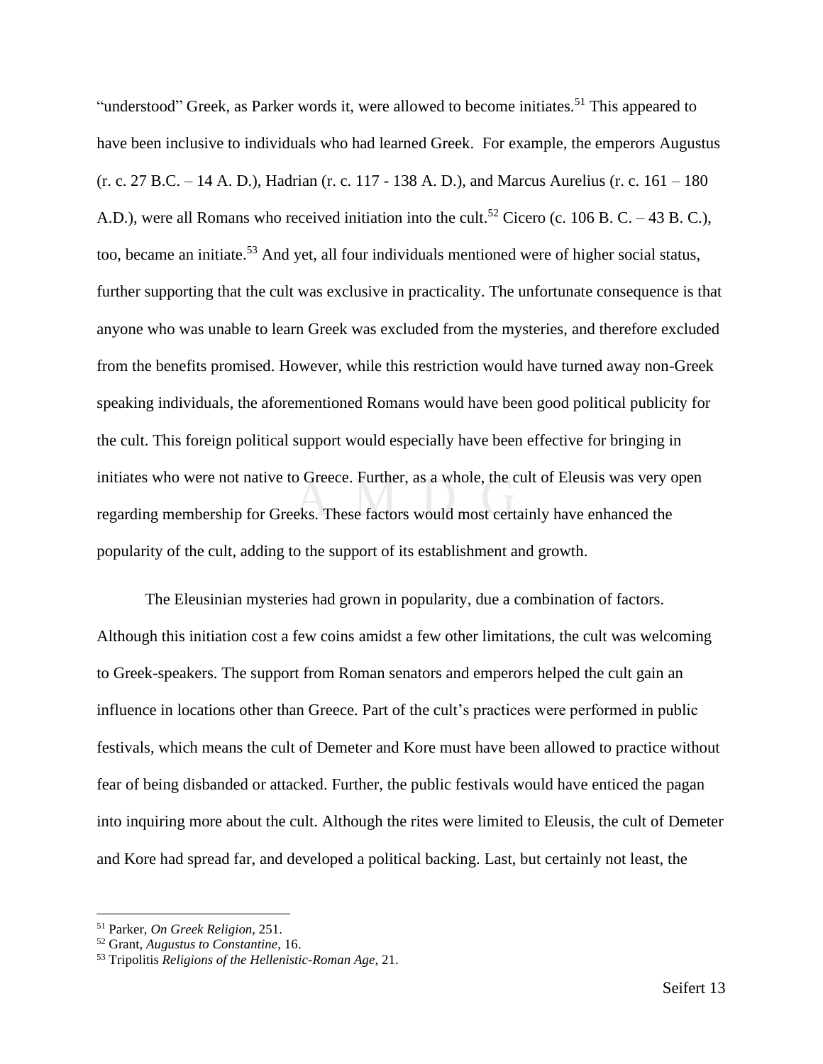"understood" Greek, as Parker words it, were allowed to become initiates.[51] This appeared to have been inclusive to individuals who had learned Greek. For example, the emperors Augustus (r. c. 27 B.C. – 14 A. D.), Hadrian (r. c. 117 - 138 A. D.), and Marcus Aurelius (r. c. 161 – 180 A.D.), were all Romans who received initiation into the cult.[52] Cicero (c. 106 B. C. – 43 B. C.), too, became an initiate.[53] And yet, all four individuals mentioned were of higher social status, further supporting that the cult was exclusive in practicality. The unfortunate consequence is that anyone who was unable to learn Greek was excluded from the mysteries, and therefore excluded from the benefits promised. However, while this restriction would have turned away non-Greek speaking individuals, the aforementioned Romans would have been good political publicity for the cult. This foreign political support would especially have been effective for bringing in initiates who were not native to Greece. Further, as a whole, the cult of Eleusis was very open regarding membership for Greeks. These factors would most certainly have enhanced the popularity of the cult, adding to the support of its establishment and growth.

The Eleusinian mysteries had grown in popularity, due a combination of factors. Although this initiation cost a few coins amidst a few other limitations, the cult was welcoming to Greek-speakers. The support from Roman senators and emperors helped the cult gain an influence in locations other than Greece. Part of the cult's practices were performed in public festivals, which means the cult of Demeter and Kore must have been allowed to practice without fear of being disbanded or attacked. Further, the public festivals would have enticed the pagan into inquiring more about the cult. Although the rites were limited to Eleusis, the cult of Demeter and Kore had spread far, and developed a political backing. Last, but certainly not least, the

---

[51] Parker, *On Greek Religion*, 251.

[52] Grant, *Augustus to Constantine*, 16.

[53] Tripolitis *Religions of the Hellenistic-Roman Age*, 21.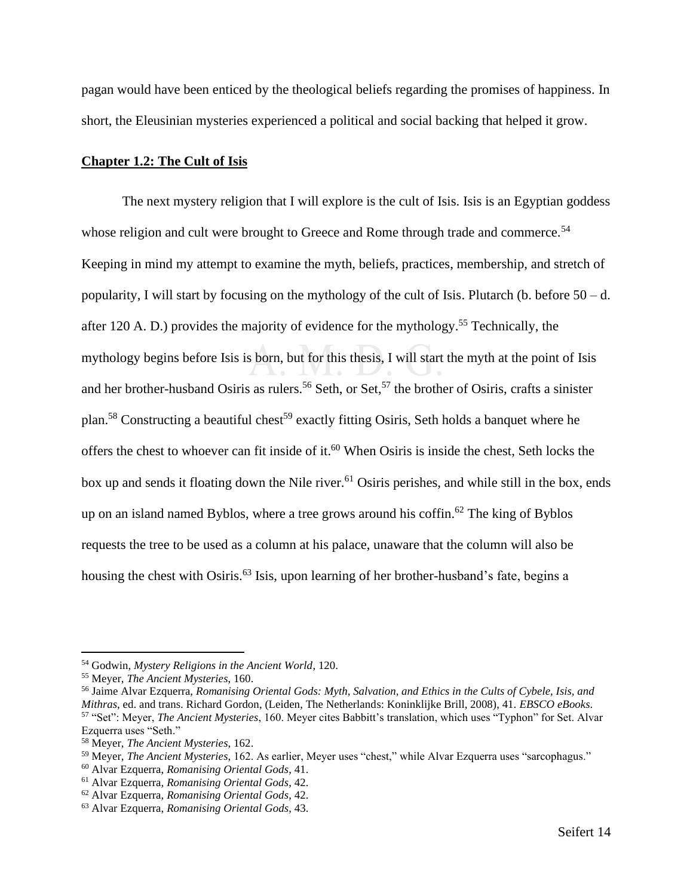pagan would have been enticed by the theological beliefs regarding the promises of happiness. In short, the Eleusinian mysteries experienced a political and social backing that helped it grow.

## **Chapter 1.2: The Cult of Isis**

The next mystery religion that I will explore is the cult of Isis. Isis is an Egyptian goddess whose religion and cult were brought to Greece and Rome through trade and commerce.[54] Keeping in mind my attempt to examine the myth, beliefs, practices, membership, and stretch of popularity, I will start by focusing on the mythology of the cult of Isis. Plutarch (b. before 50 – d. after 120 A. D.) provides the majority of evidence for the mythology.[55] Technically, the mythology begins before Isis is born, but for this thesis, I will start the myth at the point of Isis and her brother-husband Osiris as rulers.[56] Seth, or Set,[57] the brother of Osiris, crafts a sinister plan.[58] Constructing a beautiful chest[59] exactly fitting Osiris, Seth holds a banquet where he offers the chest to whoever can fit inside of it.[60] When Osiris is inside the chest, Seth locks the box up and sends it floating down the Nile river.[61] Osiris perishes, and while still in the box, ends up on an island named Byblos, where a tree grows around his coffin.[62] The king of Byblos requests the tree to be used as a column at his palace, unaware that the column will also be housing the chest with Osiris.[63] Isis, upon learning of her brother-husband's fate, begins a

---

[54] Godwin, *Mystery Religions in the Ancient World*, 120.
[55] Meyer, *The Ancient Mysteries*, 160.
[56] Jaime Alvar Ezquerra, *Romanising Oriental Gods: Myth, Salvation, and Ethics in the Cults of Cybele, Isis, and Mithras*, ed. and trans. Richard Gordon, (Leiden, The Netherlands: Koninklijke Brill, 2008), 41. *EBSCO eBooks*.
[57] "Set": Meyer, *The Ancient Mysteries*, 160. Meyer cites Babbitt's translation, which uses "Typhon" for Set. Alvar Ezquerra uses "Seth."
[58] Meyer, *The Ancient Mysteries*, 162.
[59] Meyer, *The Ancient Mysteries*, 162. As earlier, Meyer uses "chest," while Alvar Ezquerra uses "sarcophagus."
[60] Alvar Ezquerra, *Romanising Oriental Gods*, 41.
[61] Alvar Ezquerra, *Romanising Oriental Gods*, 42.
[62] Alvar Ezquerra, *Romanising Oriental Gods*, 42.
[63] Alvar Ezquerra, *Romanising Oriental Gods*, 43.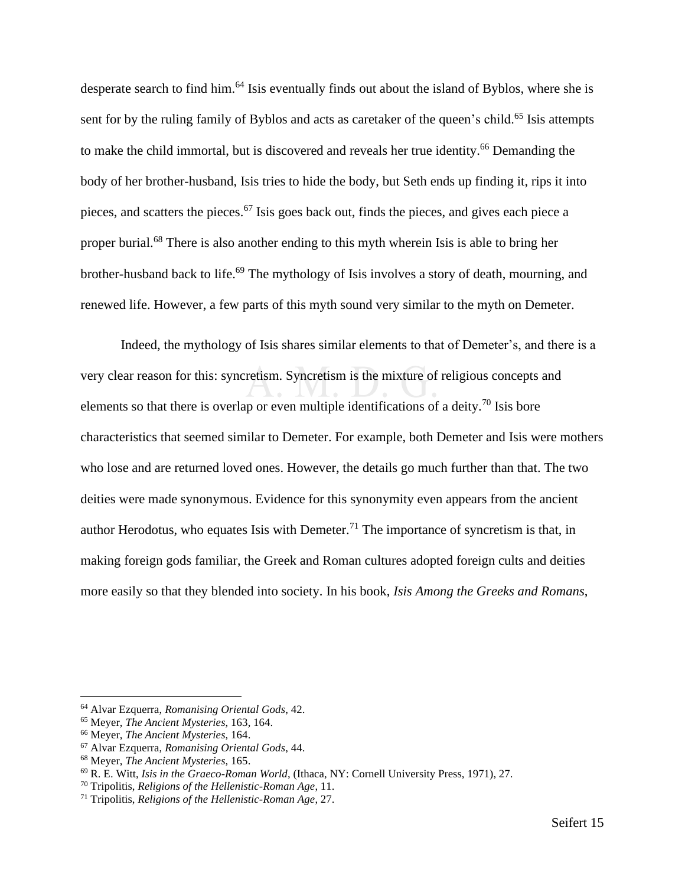desperate search to find him.[64] Isis eventually finds out about the island of Byblos, where she is sent for by the ruling family of Byblos and acts as caretaker of the queen's child.[65] Isis attempts to make the child immortal, but is discovered and reveals her true identity.[66] Demanding the body of her brother-husband, Isis tries to hide the body, but Seth ends up finding it, rips it into pieces, and scatters the pieces.[67] Isis goes back out, finds the pieces, and gives each piece a proper burial.[68] There is also another ending to this myth wherein Isis is able to bring her brother-husband back to life.[69] The mythology of Isis involves a story of death, mourning, and renewed life. However, a few parts of this myth sound very similar to the myth on Demeter.

Indeed, the mythology of Isis shares similar elements to that of Demeter's, and there is a very clear reason for this: syncretism. Syncretism is the mixture of religious concepts and elements so that there is overlap or even multiple identifications of a deity.[70] Isis bore characteristics that seemed similar to Demeter. For example, both Demeter and Isis were mothers who lose and are returned loved ones. However, the details go much further than that. The two deities were made synonymous. Evidence for this synonymity even appears from the ancient author Herodotus, who equates Isis with Demeter.[71] The importance of syncretism is that, in making foreign gods familiar, the Greek and Roman cultures adopted foreign cults and deities more easily so that they blended into society. In his book, *Isis Among the Greeks and Romans*,

---

[64] Alvar Ezquerra, *Romanising Oriental Gods*, 42.
[65] Meyer, *The Ancient Mysteries*, 163, 164.
[66] Meyer, *The Ancient Mysteries*, 164.
[67] Alvar Ezquerra, *Romanising Oriental Gods*, 44.
[68] Meyer, *The Ancient Mysteries*, 165.
[69] R. E. Witt, *Isis in the Graeco-Roman World*, (Ithaca, NY: Cornell University Press, 1971), 27.
[70] Tripolitis, *Religions of the Hellenistic-Roman Age*, 11.
[71] Tripolitis, *Religions of the Hellenistic-Roman Age*, 27.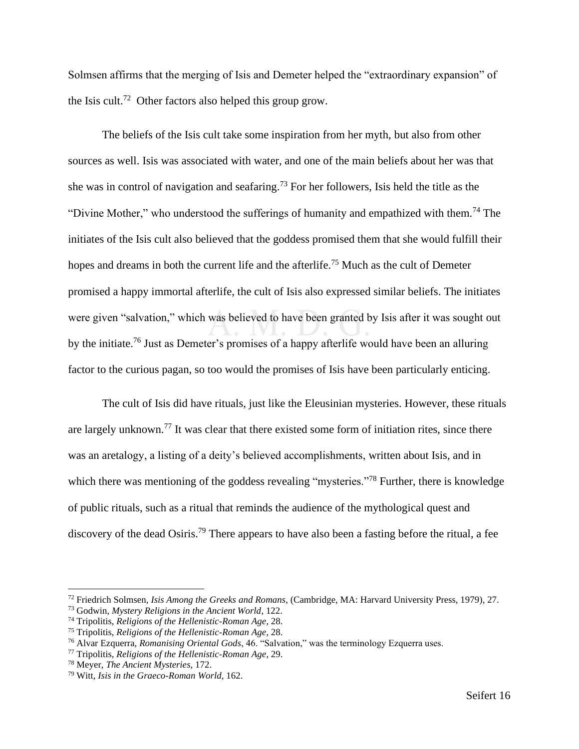Solmsen affirms that the merging of Isis and Demeter helped the "extraordinary expansion" of the Isis cult.[72] Other factors also helped this group grow.

The beliefs of the Isis cult take some inspiration from her myth, but also from other sources as well. Isis was associated with water, and one of the main beliefs about her was that she was in control of navigation and seafaring.[73] For her followers, Isis held the title as the "Divine Mother," who understood the sufferings of humanity and empathized with them.[74] The initiates of the Isis cult also believed that the goddess promised them that she would fulfill their hopes and dreams in both the current life and the afterlife.[75] Much as the cult of Demeter promised a happy immortal afterlife, the cult of Isis also expressed similar beliefs. The initiates were given "salvation," which was believed to have been granted by Isis after it was sought out by the initiate.[76] Just as Demeter's promises of a happy afterlife would have been an alluring factor to the curious pagan, so too would the promises of Isis have been particularly enticing.

The cult of Isis did have rituals, just like the Eleusinian mysteries. However, these rituals are largely unknown.[77] It was clear that there existed some form of initiation rites, since there was an aretalogy, a listing of a deity's believed accomplishments, written about Isis, and in which there was mentioning of the goddess revealing "mysteries."[78] Further, there is knowledge of public rituals, such as a ritual that reminds the audience of the mythological quest and discovery of the dead Osiris.[79] There appears to have also been a fasting before the ritual, a fee

---

[72] Friedrich Solmsen, *Isis Among the Greeks and Romans*, (Cambridge, MA: Harvard University Press, 1979), 27.

[73] Godwin, *Mystery Religions in the Ancient World*, 122.

[74] Tripolitis, *Religions of the Hellenistic-Roman Age*, 28.

[75] Tripolitis, *Religions of the Hellenistic-Roman Age*, 28.

[76] Alvar Ezquerra, *Romanising Oriental Gods*, 46. "Salvation," was the terminology Ezquerra uses.

[77] Tripolitis, *Religions of the Hellenistic-Roman Age*, 29.

[78] Meyer, *The Ancient Mysteries*, 172.

[79] Witt, *Isis in the Graeco-Roman World*, 162.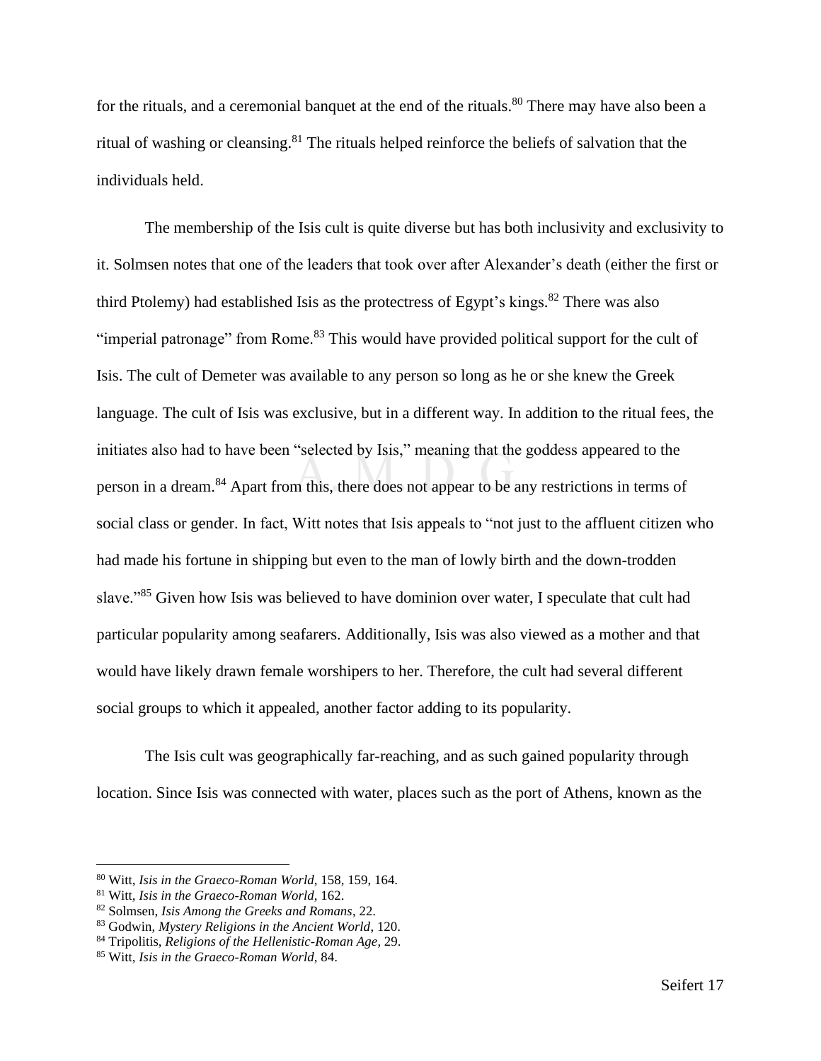for the rituals, and a ceremonial banquet at the end of the rituals.[80] There may have also been a ritual of washing or cleansing.[81] The rituals helped reinforce the beliefs of salvation that the individuals held.

The membership of the Isis cult is quite diverse but has both inclusivity and exclusivity to it. Solmsen notes that one of the leaders that took over after Alexander's death (either the first or third Ptolemy) had established Isis as the protectress of Egypt's kings.[82] There was also "imperial patronage" from Rome.[83] This would have provided political support for the cult of Isis. The cult of Demeter was available to any person so long as he or she knew the Greek language. The cult of Isis was exclusive, but in a different way. In addition to the ritual fees, the initiates also had to have been "selected by Isis," meaning that the goddess appeared to the person in a dream.[84] Apart from this, there does not appear to be any restrictions in terms of social class or gender. In fact, Witt notes that Isis appeals to "not just to the affluent citizen who had made his fortune in shipping but even to the man of lowly birth and the down-trodden slave."[85] Given how Isis was believed to have dominion over water, I speculate that cult had particular popularity among seafarers. Additionally, Isis was also viewed as a mother and that would have likely drawn female worshipers to her. Therefore, the cult had several different social groups to which it appealed, another factor adding to its popularity.

The Isis cult was geographically far-reaching, and as such gained popularity through location. Since Isis was connected with water, places such as the port of Athens, known as the

---

[80] Witt, *Isis in the Graeco-Roman World*, 158, 159, 164.
[81] Witt, *Isis in the Graeco-Roman World*, 162.
[82] Solmsen, *Isis Among the Greeks and Romans*, 22.
[83] Godwin, *Mystery Religions in the Ancient World*, 120.
[84] Tripolitis, *Religions of the Hellenistic-Roman Age*, 29.
[85] Witt, *Isis in the Graeco-Roman World*, 84.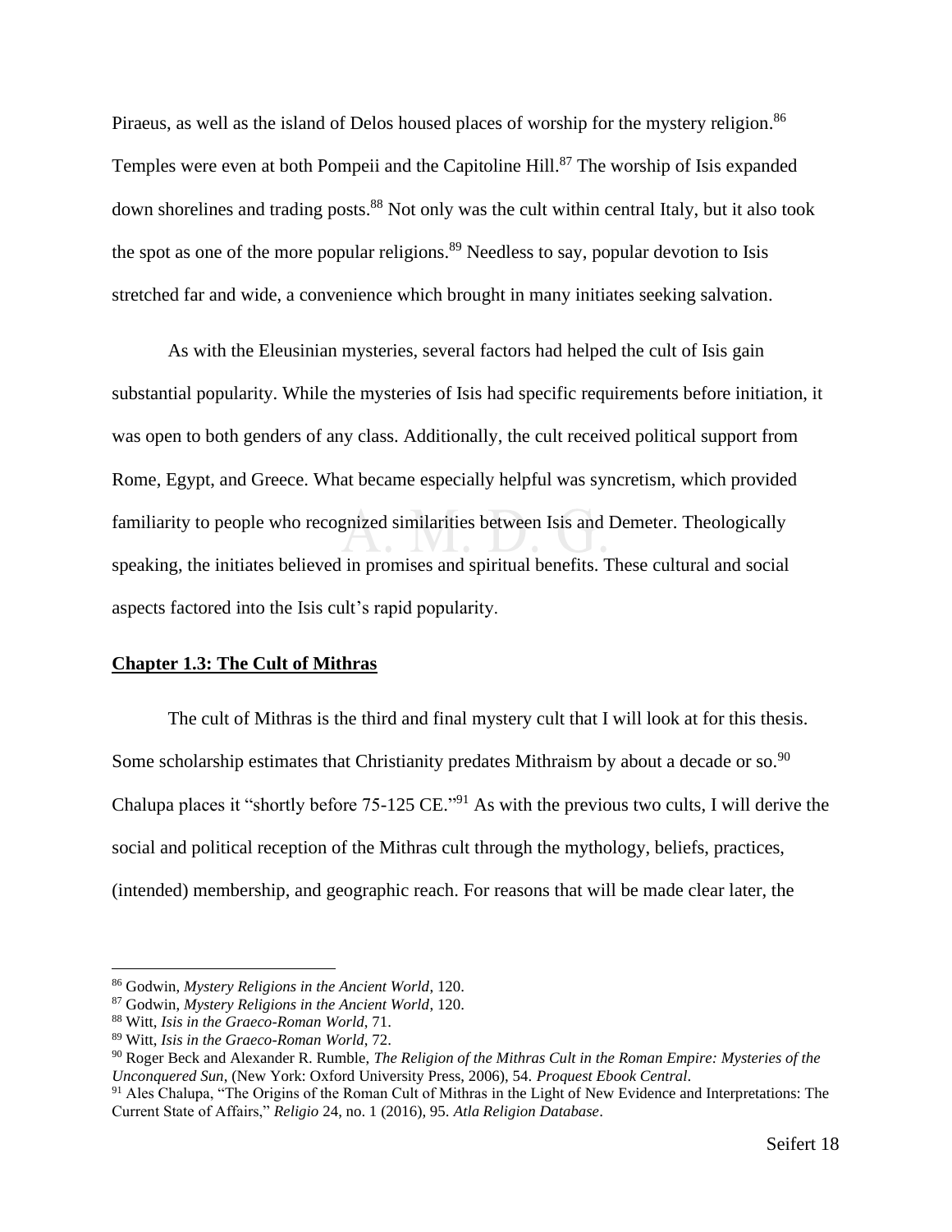Piraeus, as well as the island of Delos housed places of worship for the mystery religion.[86] Temples were even at both Pompeii and the Capitoline Hill.[87] The worship of Isis expanded down shorelines and trading posts.[88] Not only was the cult within central Italy, but it also took the spot as one of the more popular religions.[89] Needless to say, popular devotion to Isis stretched far and wide, a convenience which brought in many initiates seeking salvation.

As with the Eleusinian mysteries, several factors had helped the cult of Isis gain substantial popularity. While the mysteries of Isis had specific requirements before initiation, it was open to both genders of any class. Additionally, the cult received political support from Rome, Egypt, and Greece. What became especially helpful was syncretism, which provided familiarity to people who recognized similarities between Isis and Demeter. Theologically speaking, the initiates believed in promises and spiritual benefits. These cultural and social aspects factored into the Isis cult's rapid popularity.

## **<u>Chapter 1.3: The Cult of Mithras</u>**

The cult of Mithras is the third and final mystery cult that I will look at for this thesis. Some scholarship estimates that Christianity predates Mithraism by about a decade or so.[90] Chalupa places it "shortly before 75-125 CE."[91] As with the previous two cults, I will derive the social and political reception of the Mithras cult through the mythology, beliefs, practices, (intended) membership, and geographic reach. For reasons that will be made clear later, the

---

[86] Godwin, *Mystery Religions in the Ancient World*, 120.

[87] Godwin, *Mystery Religions in the Ancient World*, 120.

[88] Witt, *Isis in the Graeco-Roman World*, 71.

[89] Witt, *Isis in the Graeco-Roman World*, 72.

[90] Roger Beck and Alexander R. Rumble, *The Religion of the Mithras Cult in the Roman Empire: Mysteries of the Unconquered Sun*, (New York: Oxford University Press, 2006), 54. *Proquest Ebook Central*.

[91] Ales Chalupa, "The Origins of the Roman Cult of Mithras in the Light of New Evidence and Interpretations: The Current State of Affairs," *Religio* 24, no. 1 (2016), 95. *Atla Religion Database*.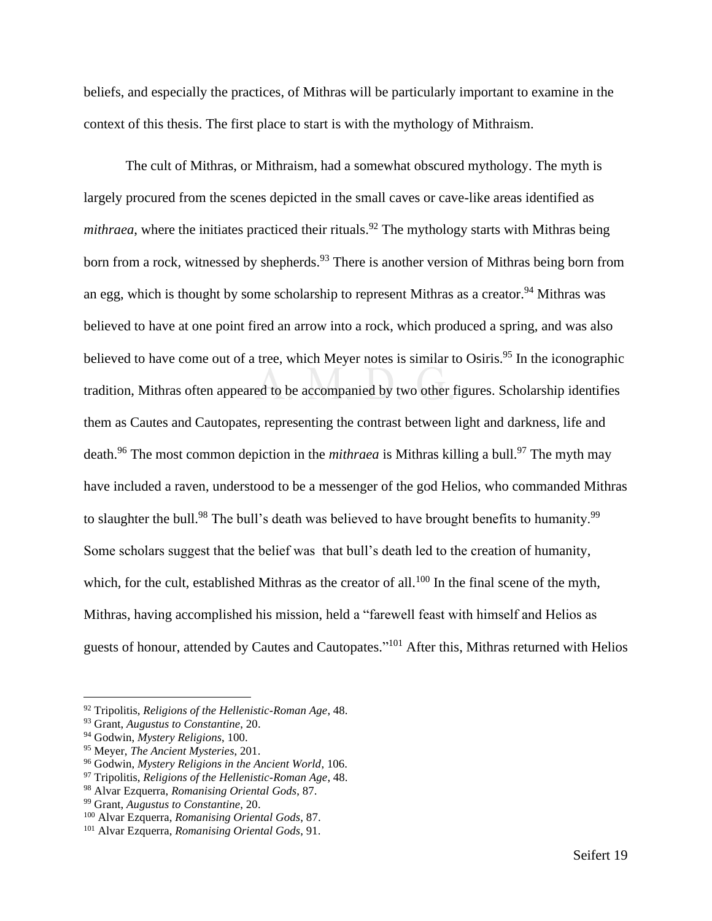beliefs, and especially the practices, of Mithras will be particularly important to examine in the context of this thesis. The first place to start is with the mythology of Mithraism.

The cult of Mithras, or Mithraism, had a somewhat obscured mythology. The myth is largely procured from the scenes depicted in the small caves or cave-like areas identified as *mithraea*, where the initiates practiced their rituals.[92] The mythology starts with Mithras being born from a rock, witnessed by shepherds.[93] There is another version of Mithras being born from an egg, which is thought by some scholarship to represent Mithras as a creator.[94] Mithras was believed to have at one point fired an arrow into a rock, which produced a spring, and was also believed to have come out of a tree, which Meyer notes is similar to Osiris.[95] In the iconographic tradition, Mithras often appeared to be accompanied by two other figures. Scholarship identifies them as Cautes and Cautopates, representing the contrast between light and darkness, life and death.[96] The most common depiction in the *mithraea* is Mithras killing a bull.[97] The myth may have included a raven, understood to be a messenger of the god Helios, who commanded Mithras to slaughter the bull.[98] The bull's death was believed to have brought benefits to humanity.[99] Some scholars suggest that the belief was that bull's death led to the creation of humanity, which, for the cult, established Mithras as the creator of all.[100] In the final scene of the myth, Mithras, having accomplished his mission, held a "farewell feast with himself and Helios as guests of honour, attended by Cautes and Cautopates."[101] After this, Mithras returned with Helios

---

[92] Tripolitis, *Religions of the Hellenistic-Roman Age*, 48.
[93] Grant, *Augustus to Constantine*, 20.
[94] Godwin, *Mystery Religions*, 100.
[95] Meyer, *The Ancient Mysteries*, 201.
[96] Godwin, *Mystery Religions in the Ancient World*, 106.
[97] Tripolitis, *Religions of the Hellenistic-Roman Age*, 48.
[98] Alvar Ezquerra, *Romanising Oriental Gods*, 87.
[99] Grant, *Augustus to Constantine*, 20.
[100] Alvar Ezquerra, *Romanising Oriental Gods*, 87.
[101] Alvar Ezquerra, *Romanising Oriental Gods*, 91.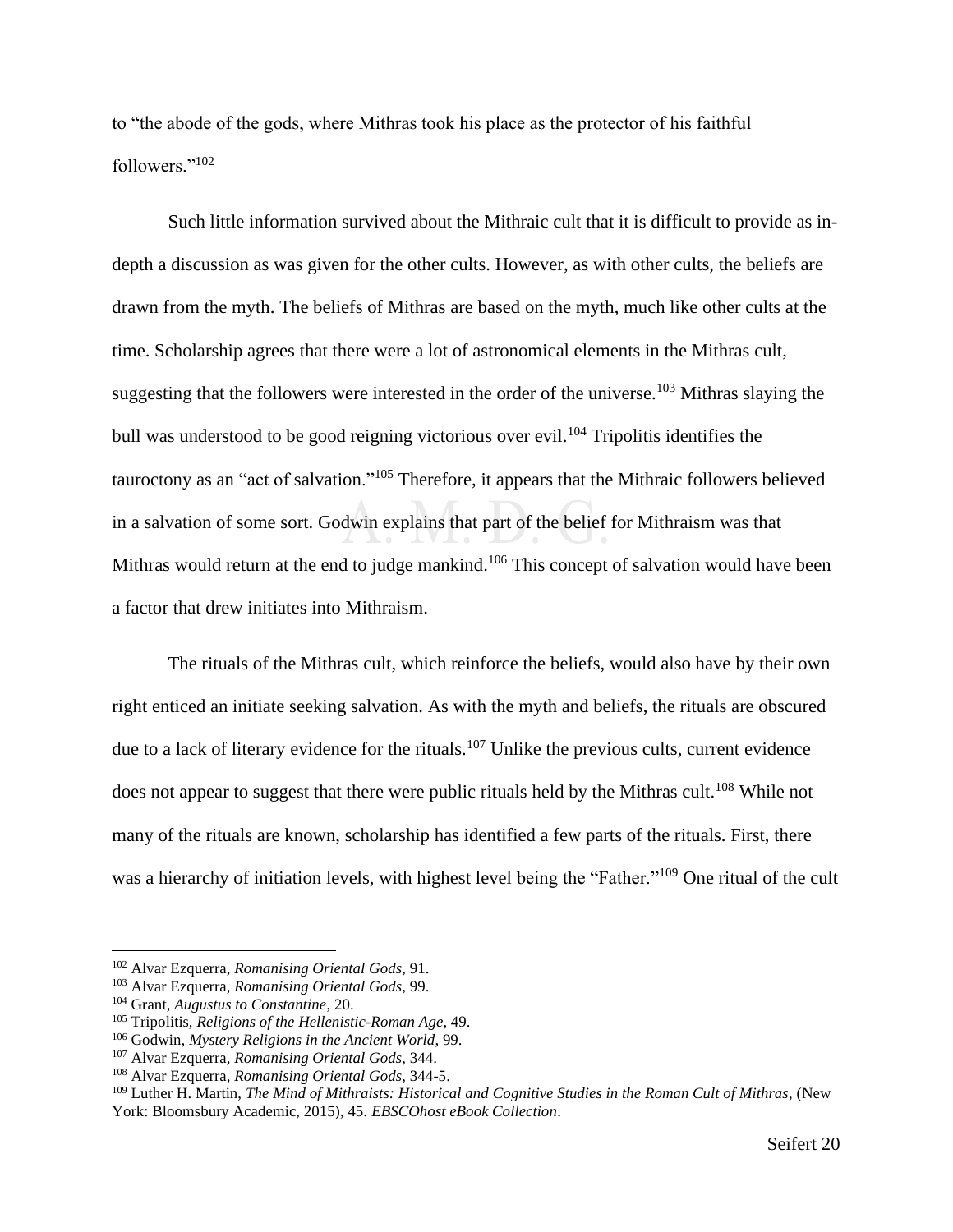to "the abode of the gods, where Mithras took his place as the protector of his faithful followers."[102]

Such little information survived about the Mithraic cult that it is difficult to provide as in-depth a discussion as was given for the other cults. However, as with other cults, the beliefs are drawn from the myth. The beliefs of Mithras are based on the myth, much like other cults at the time. Scholarship agrees that there were a lot of astronomical elements in the Mithras cult, suggesting that the followers were interested in the order of the universe.[103] Mithras slaying the bull was understood to be good reigning victorious over evil.[104] Tripolitis identifies the tauroctony as an "act of salvation."[105] Therefore, it appears that the Mithraic followers believed in a salvation of some sort. Godwin explains that part of the belief for Mithraism was that Mithras would return at the end to judge mankind.[106] This concept of salvation would have been a factor that drew initiates into Mithraism.

The rituals of the Mithras cult, which reinforce the beliefs, would also have by their own right enticed an initiate seeking salvation. As with the myth and beliefs, the rituals are obscured due to a lack of literary evidence for the rituals.[107] Unlike the previous cults, current evidence does not appear to suggest that there were public rituals held by the Mithras cult.[108] While not many of the rituals are known, scholarship has identified a few parts of the rituals. First, there was a hierarchy of initiation levels, with highest level being the "Father."[109] One ritual of the cult

---

[102] Alvar Ezquerra, *Romanising Oriental Gods*, 91.
[103] Alvar Ezquerra, *Romanising Oriental Gods*, 99.
[104] Grant, *Augustus to Constantine*, 20.
[105] Tripolitis, *Religions of the Hellenistic-Roman Age*, 49.
[106] Godwin, *Mystery Religions in the Ancient World*, 99.
[107] Alvar Ezquerra, *Romanising Oriental Gods*, 344.
[108] Alvar Ezquerra, *Romanising Oriental Gods*, 344-5.
[109] Luther H. Martin, *The Mind of Mithraists: Historical and Cognitive Studies in the Roman Cult of Mithras*, (New York: Bloomsbury Academic, 2015), 45. *EBSCOhost eBook Collection*.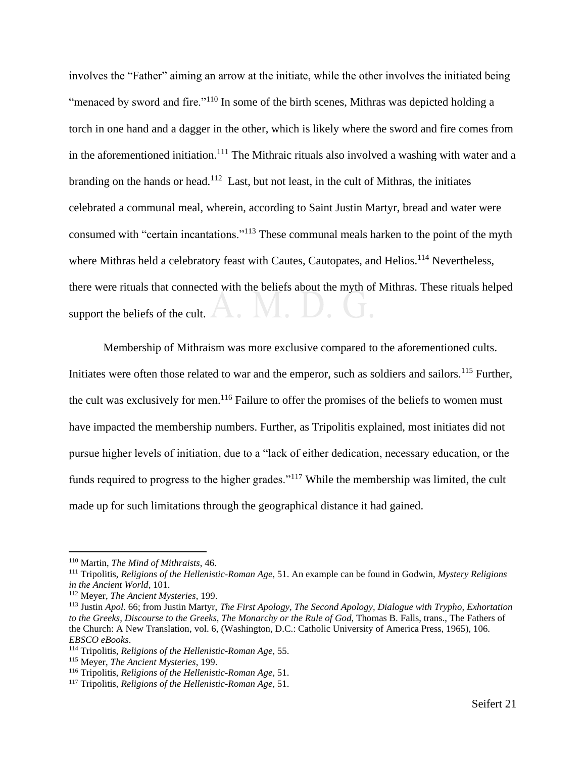involves the "Father" aiming an arrow at the initiate, while the other involves the initiated being "menaced by sword and fire."[110] In some of the birth scenes, Mithras was depicted holding a torch in one hand and a dagger in the other, which is likely where the sword and fire comes from in the aforementioned initiation.[111] The Mithraic rituals also involved a washing with water and a branding on the hands or head.[112] Last, but not least, in the cult of Mithras, the initiates celebrated a communal meal, wherein, according to Saint Justin Martyr, bread and water were consumed with "certain incantations."[113] These communal meals harken to the point of the myth where Mithras held a celebratory feast with Cautes, Cautopates, and Helios.[114] Nevertheless, there were rituals that connected with the beliefs about the myth of Mithras. These rituals helped support the beliefs of the cult.

Membership of Mithraism was more exclusive compared to the aforementioned cults. Initiates were often those related to war and the emperor, such as soldiers and sailors.[115] Further, the cult was exclusively for men.[116] Failure to offer the promises of the beliefs to women must have impacted the membership numbers. Further, as Tripolitis explained, most initiates did not pursue higher levels of initiation, due to a "lack of either dedication, necessary education, or the funds required to progress to the higher grades."[117] While the membership was limited, the cult made up for such limitations through the geographical distance it had gained.

---

[110] Martin, *The Mind of Mithraists*, 46.
[111] Tripolitis, *Religions of the Hellenistic-Roman Age*, 51. An example can be found in Godwin, *Mystery Religions in the Ancient World*, 101.
[112] Meyer, *The Ancient Mysteries*, 199.
[113] Justin *Apol*. 66; from Justin Martyr, *The First Apology, The Second Apology, Dialogue with Trypho, Exhortation to the Greeks, Discourse to the Greeks, The Monarchy or the Rule of God*, Thomas B. Falls, trans., The Fathers of the Church: A New Translation, vol. 6, (Washington, D.C.: Catholic University of America Press, 1965), 106. *EBSCO eBooks*.
[114] Tripolitis, *Religions of the Hellenistic-Roman Age*, 55.
[115] Meyer, *The Ancient Mysteries*, 199.
[116] Tripolitis, *Religions of the Hellenistic-Roman Age*, 51.
[117] Tripolitis, *Religions of the Hellenistic-Roman Age*, 51.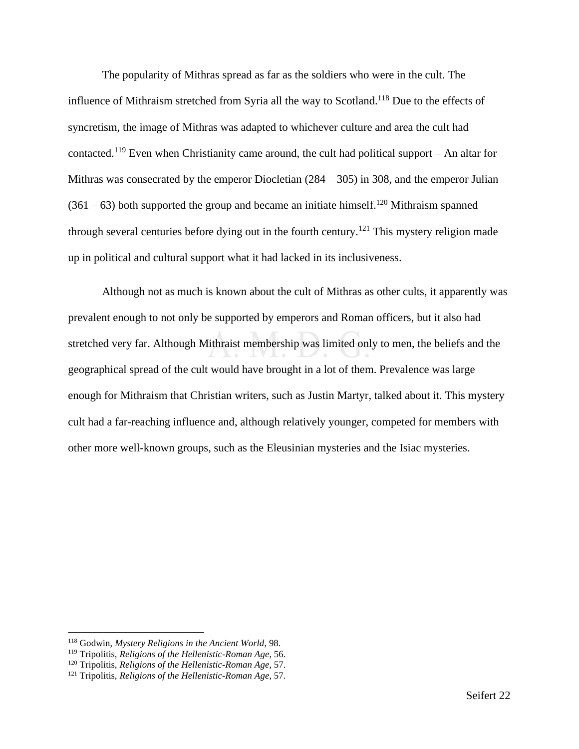The popularity of Mithras spread as far as the soldiers who were in the cult. The influence of Mithraism stretched from Syria all the way to Scotland.[118] Due to the effects of syncretism, the image of Mithras was adapted to whichever culture and area the cult had contacted.[119] Even when Christianity came around, the cult had political support – An altar for Mithras was consecrated by the emperor Diocletian (284 – 305) in 308, and the emperor Julian (361 – 63) both supported the group and became an initiate himself.[120] Mithraism spanned through several centuries before dying out in the fourth century.[121] This mystery religion made up in political and cultural support what it had lacked in its inclusiveness.

Although not as much is known about the cult of Mithras as other cults, it apparently was prevalent enough to not only be supported by emperors and Roman officers, but it also had stretched very far. Although Mithraist membership was limited only to men, the beliefs and the geographical spread of the cult would have brought in a lot of them. Prevalence was large enough for Mithraism that Christian writers, such as Justin Martyr, talked about it. This mystery cult had a far-reaching influence and, although relatively younger, competed for members with other more well-known groups, such as the Eleusinian mysteries and the Isiac mysteries.

---

[118] Godwin, *Mystery Religions in the Ancient World*, 98.
[119] Tripolitis, *Religions of the Hellenistic-Roman Age*, 56.
[120] Tripolitis, *Religions of the Hellenistic-Roman Age*, 57.
[121] Tripolitis, *Religions of the Hellenistic-Roman Age*, 57.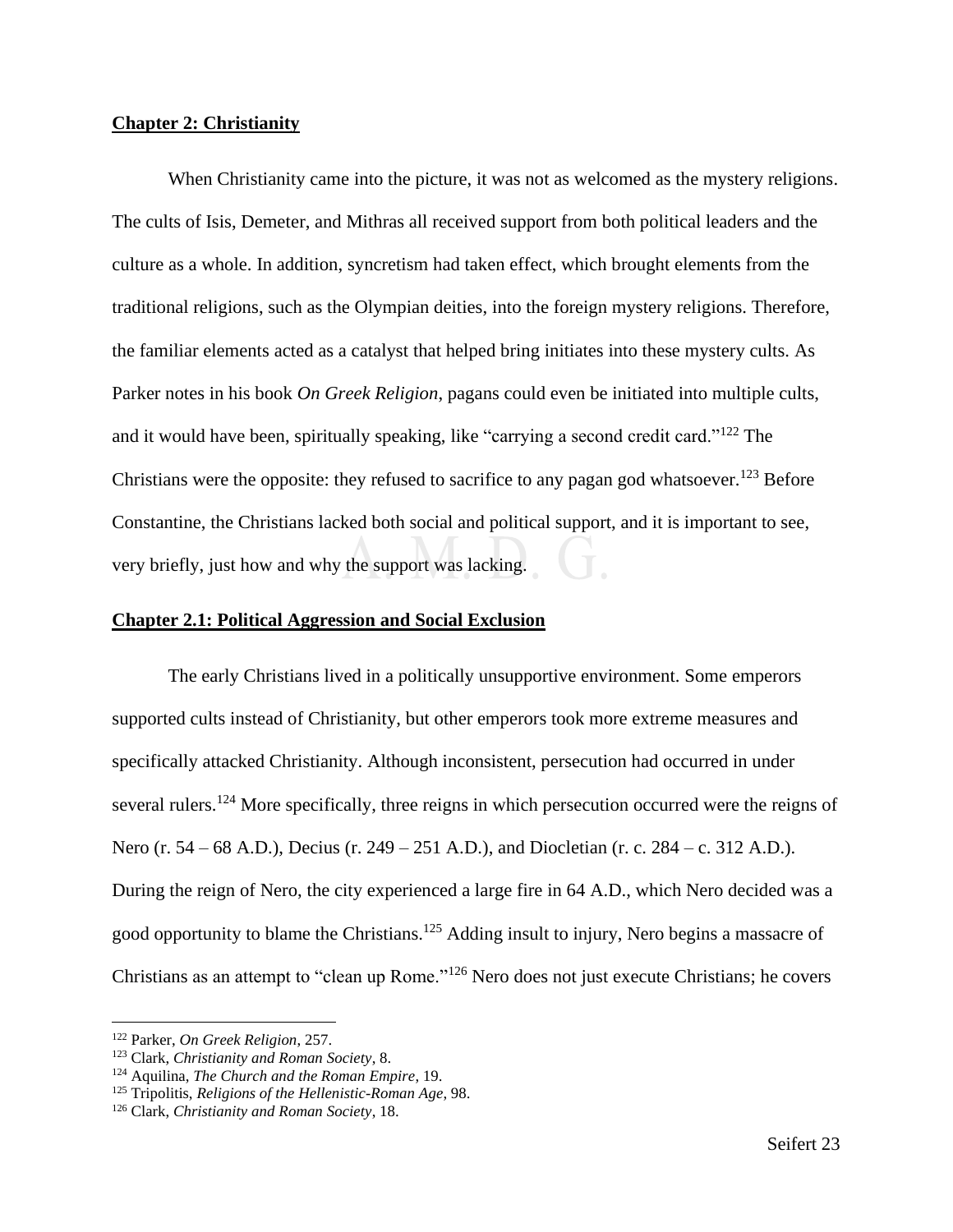## Chapter 2: Christianity

When Christianity came into the picture, it was not as welcomed as the mystery religions. The cults of Isis, Demeter, and Mithras all received support from both political leaders and the culture as a whole. In addition, syncretism had taken effect, which brought elements from the traditional religions, such as the Olympian deities, into the foreign mystery religions. Therefore, the familiar elements acted as a catalyst that helped bring initiates into these mystery cults. As Parker notes in his book *On Greek Religion*, pagans could even be initiated into multiple cults, and it would have been, spiritually speaking, like "carrying a second credit card."[122] The Christians were the opposite: they refused to sacrifice to any pagan god whatsoever.[123] Before Constantine, the Christians lacked both social and political support, and it is important to see, very briefly, just how and why the support was lacking.

### Chapter 2.1: Political Aggression and Social Exclusion

The early Christians lived in a politically unsupportive environment. Some emperors supported cults instead of Christianity, but other emperors took more extreme measures and specifically attacked Christianity. Although inconsistent, persecution had occurred in under several rulers.[124] More specifically, three reigns in which persecution occurred were the reigns of Nero (r. 54 – 68 A.D.), Decius (r. 249 – 251 A.D.), and Diocletian (r. c. 284 – c. 312 A.D.). During the reign of Nero, the city experienced a large fire in 64 A.D., which Nero decided was a good opportunity to blame the Christians.[125] Adding insult to injury, Nero begins a massacre of Christians as an attempt to "clean up Rome."[126] Nero does not just execute Christians; he covers

---

[122] Parker, *On Greek Religion*, 257.
[123] Clark, *Christianity and Roman Society*, 8.
[124] Aquilina, *The Church and the Roman Empire*, 19.
[125] Tripolitis, *Religions of the Hellenistic-Roman Age*, 98.
[126] Clark, *Christianity and Roman Society*, 18.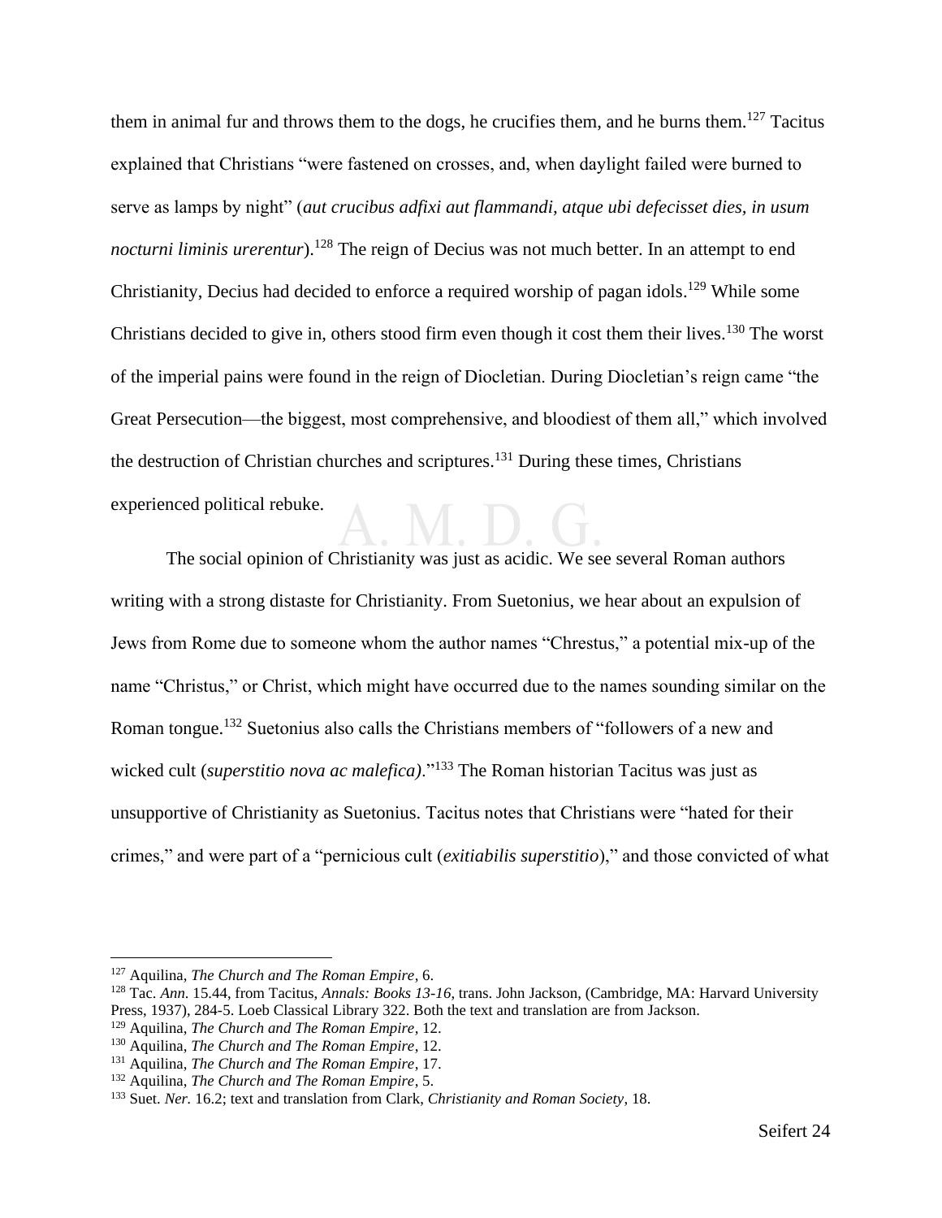them in animal fur and throws them to the dogs, he crucifies them, and he burns them.[127] Tacitus explained that Christians "were fastened on crosses, and, when daylight failed were burned to serve as lamps by night" (*aut crucibus adfixi aut flammandi, atque ubi defecisset dies, in usum nocturni liminis urerentur*).[128] The reign of Decius was not much better. In an attempt to end Christianity, Decius had decided to enforce a required worship of pagan idols.[129] While some Christians decided to give in, others stood firm even though it cost them their lives.[130] The worst of the imperial pains were found in the reign of Diocletian. During Diocletian's reign came "the Great Persecution—the biggest, most comprehensive, and bloodiest of them all," which involved the destruction of Christian churches and scriptures.[131] During these times, Christians experienced political rebuke.

The social opinion of Christianity was just as acidic. We see several Roman authors writing with a strong distaste for Christianity. From Suetonius, we hear about an expulsion of Jews from Rome due to someone whom the author names "Chrestus," a potential mix-up of the name "Christus," or Christ, which might have occurred due to the names sounding similar on the Roman tongue.[132] Suetonius also calls the Christians members of "followers of a new and wicked cult (*superstitio nova ac malefica*)."[133] The Roman historian Tacitus was just as unsupportive of Christianity as Suetonius. Tacitus notes that Christians were "hated for their crimes," and were part of a "pernicious cult (*exitiabilis superstitio*)," and those convicted of what

---

[127] Aquilina, *The Church and The Roman Empire*, 6.

[128] Tac. *Ann.* 15.44, from Tacitus, *Annals: Books 13-16*, trans. John Jackson, (Cambridge, MA: Harvard University Press, 1937), 284-5. Loeb Classical Library 322. Both the text and translation are from Jackson.

[129] Aquilina, *The Church and The Roman Empire*, 12.

[130] Aquilina, *The Church and The Roman Empire*, 12.

[131] Aquilina, *The Church and The Roman Empire*, 17.

[132] Aquilina, *The Church and The Roman Empire*, 5.

[133] Suet. *Ner.* 16.2; text and translation from Clark, *Christianity and Roman Society*, 18.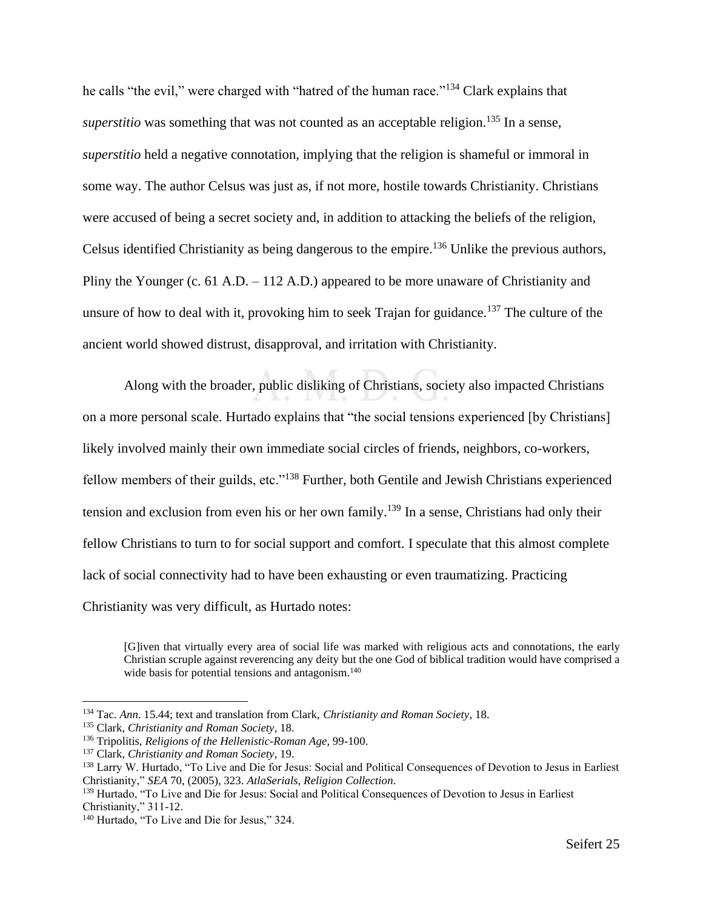he calls "the evil," were charged with "hatred of the human race."[134] Clark explains that *superstitio* was something that was not counted as an acceptable religion.[135] In a sense, *superstitio* held a negative connotation, implying that the religion is shameful or immoral in some way. The author Celsus was just as, if not more, hostile towards Christianity. Christians were accused of being a secret society and, in addition to attacking the beliefs of the religion, Celsus identified Christianity as being dangerous to the empire.[136] Unlike the previous authors, Pliny the Younger (c. 61 A.D. – 112 A.D.) appeared to be more unaware of Christianity and unsure of how to deal with it, provoking him to seek Trajan for guidance.[137] The culture of the ancient world showed distrust, disapproval, and irritation with Christianity.

Along with the broader, public disliking of Christians, society also impacted Christians on a more personal scale. Hurtado explains that "the social tensions experienced [by Christians] likely involved mainly their own immediate social circles of friends, neighbors, co-workers, fellow members of their guilds, etc."[138] Further, both Gentile and Jewish Christians experienced tension and exclusion from even his or her own family.[139] In a sense, Christians had only their fellow Christians to turn to for social support and comfort. I speculate that this almost complete lack of social connectivity had to have been exhausting or even traumatizing. Practicing Christianity was very difficult, as Hurtado notes:

> [G]iven that virtually every area of social life was marked with religious acts and connotations, the early Christian scruple against reverencing any deity but the one God of biblical tradition would have comprised a wide basis for potential tensions and antagonism.[140]

---

[134] Tac. *Ann.* 15.44; text and translation from Clark, *Christianity and Roman Society*, 18.

[135] Clark, *Christianity and Roman Society*, 18.

[136] Tripolitis, *Religions of the Hellenistic-Roman Age*, 99-100.

[137] Clark, *Christianity and Roman Society*, 19.

[138] Larry W. Hurtado, "To Live and Die for Jesus: Social and Political Consequences of Devotion to Jesus in Earliest Christianity," *SEA* 70, (2005), 323. *AtlaSerials, Religion Collection*.

[139] Hurtado, "To Live and Die for Jesus: Social and Political Consequences of Devotion to Jesus in Earliest Christianity," 311-12.

[140] Hurtado, "To Live and Die for Jesus," 324.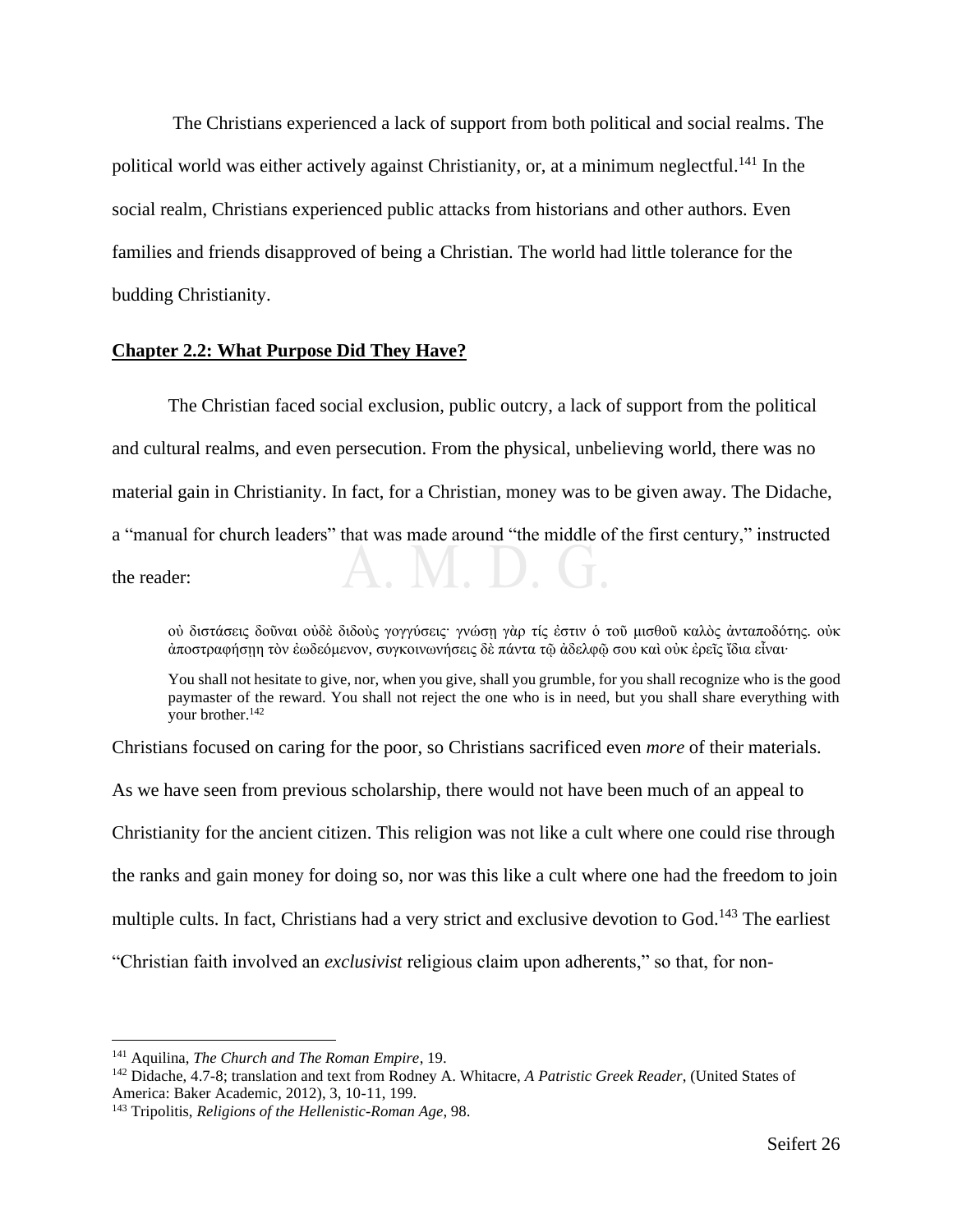The Christians experienced a lack of support from both political and social realms. The political world was either actively against Christianity, or, at a minimum neglectful.[141] In the social realm, Christians experienced public attacks from historians and other authors. Even families and friends disapproved of being a Christian. The world had little tolerance for the budding Christianity.

## Chapter 2.2: What Purpose Did They Have?

The Christian faced social exclusion, public outcry, a lack of support from the political and cultural realms, and even persecution. From the physical, unbelieving world, there was no material gain in Christianity. In fact, for a Christian, money was to be given away. The Didache, a "manual for church leaders" that was made around "the middle of the first century," instructed the reader:

> οὐ διστάσεις δοῦναι οὐδὲ διδοὺς γογγύσεις· γνώσῃ γὰρ τίς ἐστιν ὁ τοῦ μισθοῦ καλὸς ἀνταποδότης. οὐκ ἀποστραφήσῃ τὸν ἐνδεόμενον, συγκοινωνήσεις δὲ πάντα τῷ ἀδελφῷ σου καὶ οὐκ ἐρεῖς ἴδια εἶναι·
>
> You shall not hesitate to give, nor, when you give, shall you grumble, for you shall recognize who is the good paymaster of the reward. You shall not reject the one who is in need, but you shall share everything with your brother.[142]

Christians focused on caring for the poor, so Christians sacrificed even *more* of their materials. As we have seen from previous scholarship, there would not have been much of an appeal to Christianity for the ancient citizen. This religion was not like a cult where one could rise through the ranks and gain money for doing so, nor was this like a cult where one had the freedom to join multiple cults. In fact, Christians had a very strict and exclusive devotion to God.[143] The earliest "Christian faith involved an *exclusivist* religious claim upon adherents," so that, for non-

---

[141] Aquilina, *The Church and The Roman Empire*, 19.

[142] Didache, 4.7-8; translation and text from Rodney A. Whitacre, *A Patristic Greek Reader*, (United States of America: Baker Academic, 2012), 3, 10-11, 199.

[143] Tripolitis, *Religions of the Hellenistic-Roman Age*, 98.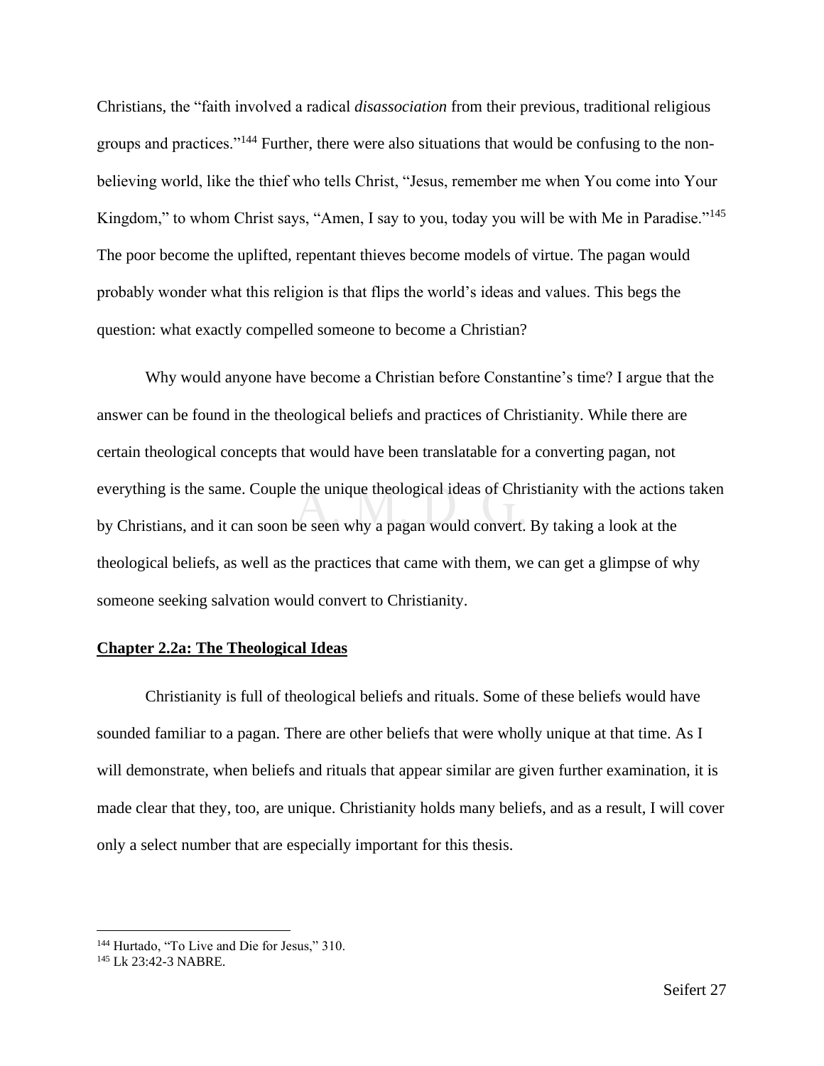Christians, the "faith involved a radical *disassociation* from their previous, traditional religious groups and practices."[144] Further, there were also situations that would be confusing to the non-believing world, like the thief who tells Christ, "Jesus, remember me when You come into Your Kingdom," to whom Christ says, "Amen, I say to you, today you will be with Me in Paradise."[145] The poor become the uplifted, repentant thieves become models of virtue. The pagan would probably wonder what this religion is that flips the world's ideas and values. This begs the question: what exactly compelled someone to become a Christian?

Why would anyone have become a Christian before Constantine's time? I argue that the answer can be found in the theological beliefs and practices of Christianity. While there are certain theological concepts that would have been translatable for a converting pagan, not everything is the same. Couple the unique theological ideas of Christianity with the actions taken by Christians, and it can soon be seen why a pagan would convert. By taking a look at the theological beliefs, as well as the practices that came with them, we can get a glimpse of why someone seeking salvation would convert to Christianity.

## Chapter 2.2a: The Theological Ideas

Christianity is full of theological beliefs and rituals. Some of these beliefs would have sounded familiar to a pagan. There are other beliefs that were wholly unique at that time. As I will demonstrate, when beliefs and rituals that appear similar are given further examination, it is made clear that they, too, are unique. Christianity holds many beliefs, and as a result, I will cover only a select number that are especially important for this thesis.

---

[144] Hurtado, "To Live and Die for Jesus," 310.

[145] Lk 23:42-3 NABRE.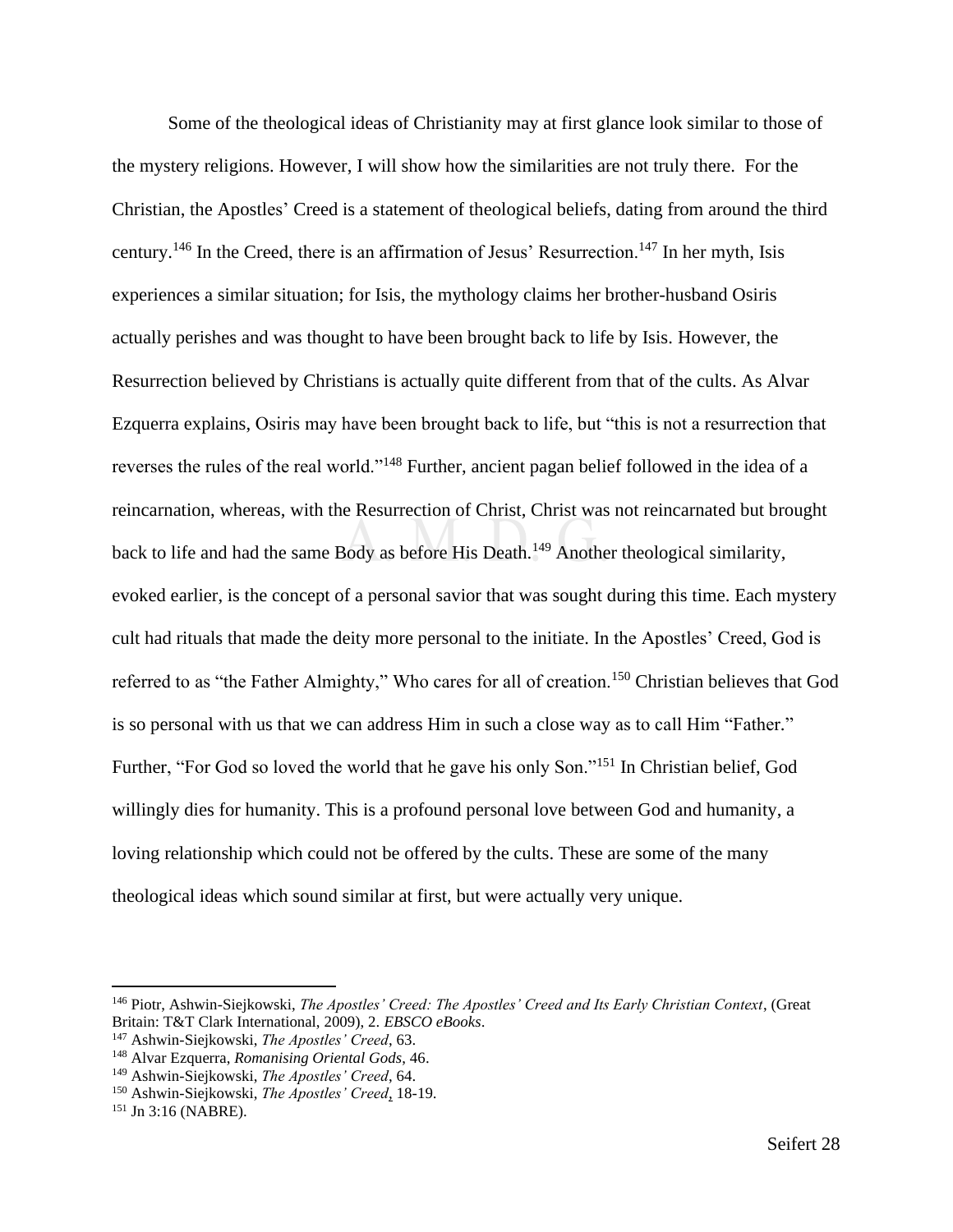Some of the theological ideas of Christianity may at first glance look similar to those of the mystery religions. However, I will show how the similarities are not truly there. For the Christian, the Apostles' Creed is a statement of theological beliefs, dating from around the third century.[146] In the Creed, there is an affirmation of Jesus' Resurrection.[147] In her myth, Isis experiences a similar situation; for Isis, the mythology claims her brother-husband Osiris actually perishes and was thought to have been brought back to life by Isis. However, the Resurrection believed by Christians is actually quite different from that of the cults. As Alvar Ezquerra explains, Osiris may have been brought back to life, but "this is not a resurrection that reverses the rules of the real world."[148] Further, ancient pagan belief followed in the idea of a reincarnation, whereas, with the Resurrection of Christ, Christ was not reincarnated but brought back to life and had the same Body as before His Death.[149] Another theological similarity, evoked earlier, is the concept of a personal savior that was sought during this time. Each mystery cult had rituals that made the deity more personal to the initiate. In the Apostles' Creed, God is referred to as "the Father Almighty," Who cares for all of creation.[150] Christian believes that God is so personal with us that we can address Him in such a close way as to call Him "Father." Further, "For God so loved the world that he gave his only Son."[151] In Christian belief, God willingly dies for humanity. This is a profound personal love between God and humanity, a loving relationship which could not be offered by the cults. These are some of the many theological ideas which sound similar at first, but were actually very unique.

---

[146] Piotr, Ashwin-Siejkowski, *The Apostles' Creed: The Apostles' Creed and Its Early Christian Context*, (Great Britain: T&T Clark International, 2009), 2. *EBSCO eBooks*.

[147] Ashwin-Siejkowski, *The Apostles' Creed*, 63.

[148] Alvar Ezquerra, *Romanising Oriental Gods*, 46.

[149] Ashwin-Siejkowski, *The Apostles' Creed*, 64.

[150] Ashwin-Siejkowski, *The Apostles' Creed*, 18-19.

[151] Jn 3:16 (NABRE).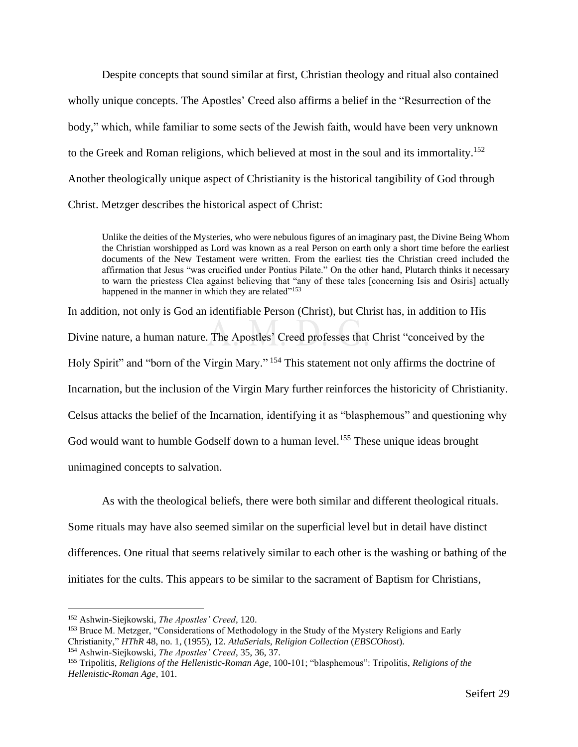Despite concepts that sound similar at first, Christian theology and ritual also contained wholly unique concepts. The Apostles' Creed also affirms a belief in the "Resurrection of the body," which, while familiar to some sects of the Jewish faith, would have been very unknown to the Greek and Roman religions, which believed at most in the soul and its immortality.[152] Another theologically unique aspect of Christianity is the historical tangibility of God through Christ. Metzger describes the historical aspect of Christ:

> Unlike the deities of the Mysteries, who were nebulous figures of an imaginary past, the Divine Being Whom the Christian worshipped as Lord was known as a real Person on earth only a short time before the earliest documents of the New Testament were written. From the earliest ties the Christian creed included the affirmation that Jesus "was crucified under Pontius Pilate." On the other hand, Plutarch thinks it necessary to warn the priestess Clea against believing that "any of these tales [concerning Isis and Osiris] actually happened in the manner in which they are related"[153]

In addition, not only is God an identifiable Person (Christ), but Christ has, in addition to His Divine nature, a human nature. The Apostles' Creed professes that Christ "conceived by the Holy Spirit" and "born of the Virgin Mary." [154] This statement not only affirms the doctrine of Incarnation, but the inclusion of the Virgin Mary further reinforces the historicity of Christianity. Celsus attacks the belief of the Incarnation, identifying it as "blasphemous" and questioning why God would want to humble Godself down to a human level.[155] These unique ideas brought unimagined concepts to salvation.

As with the theological beliefs, there were both similar and different theological rituals. Some rituals may have also seemed similar on the superficial level but in detail have distinct differences. One ritual that seems relatively similar to each other is the washing or bathing of the initiates for the cults. This appears to be similar to the sacrament of Baptism for Christians,

---

[152] Ashwin-Siejkowski, *The Apostles' Creed*, 120.

[153] Bruce M. Metzger, "Considerations of Methodology in the Study of the Mystery Religions and Early Christianity," *HThR* 48, no. 1, (1955), 12. *AtlaSerials, Religion Collection* (*EBSCOhost*).

[154] Ashwin-Siejkowski, *The Apostles' Creed*, 35, 36, 37.

[155] Tripolitis, *Religions of the Hellenistic-Roman Age*, 100-101; "blasphemous": Tripolitis, *Religions of the Hellenistic-Roman Age*, 101.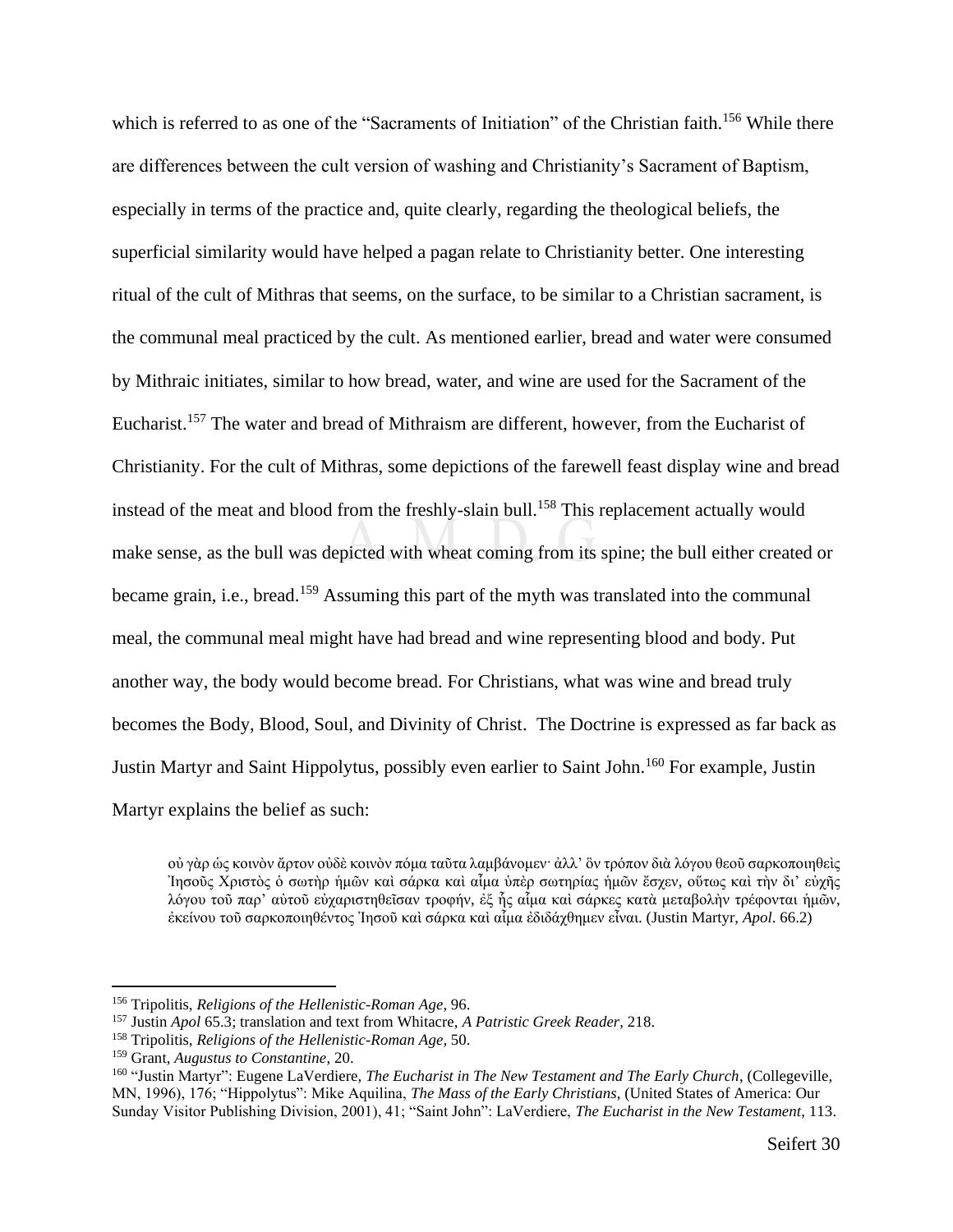which is referred to as one of the "Sacraments of Initiation" of the Christian faith.[156] While there are differences between the cult version of washing and Christianity's Sacrament of Baptism, especially in terms of the practice and, quite clearly, regarding the theological beliefs, the superficial similarity would have helped a pagan relate to Christianity better. One interesting ritual of the cult of Mithras that seems, on the surface, to be similar to a Christian sacrament, is the communal meal practiced by the cult. As mentioned earlier, bread and water were consumed by Mithraic initiates, similar to how bread, water, and wine are used for the Sacrament of the Eucharist.[157] The water and bread of Mithraism are different, however, from the Eucharist of Christianity. For the cult of Mithras, some depictions of the farewell feast display wine and bread instead of the meat and blood from the freshly-slain bull.[158] This replacement actually would make sense, as the bull was depicted with wheat coming from its spine; the bull either created or became grain, i.e., bread.[159] Assuming this part of the myth was translated into the communal meal, the communal meal might have had bread and wine representing blood and body. Put another way, the body would become bread. For Christians, what was wine and bread truly becomes the Body, Blood, Soul, and Divinity of Christ. The Doctrine is expressed as far back as Justin Martyr and Saint Hippolytus, possibly even earlier to Saint John.[160] For example, Justin Martyr explains the belief as such:

> οὐ γὰρ ὡς κοινὸν ἄρτον οὐδὲ κοινὸν πόμα ταῦτα λαμβάνομεν· ἀλλ' ὃν τρόπον διὰ λόγου θεοῦ σαρκοποιηθεὶς Ἰησοῦς Χριστὸς ὁ σωτὴρ ἡμῶν καὶ σάρκα καὶ αἷμα ὑπὲρ σωτηρίας ἡμῶν ἔσχεν, οὕτως καὶ τὴν δι' εὐχῆς λόγου τοῦ παρ' αὐτοῦ εὐχαριστηθεῖσαν τροφήν, ἐξ ἧς αἷμα καὶ σάρκες κατὰ μεταβολὴν τρέφονται ἡμῶν, ἐκείνου τοῦ σαρκοποιηθέντος Ἰησοῦ καὶ σάρκα καὶ αἷμα ἐδιδάχθημεν εἶναι. (Justin Martyr, *Apol*. 66.2)

---

[156] Tripolitis, *Religions of the Hellenistic-Roman Age*, 96.

[157] Justin *Apol* 65.3; translation and text from Whitacre, *A Patristic Greek Reader*, 218.

[158] Tripolitis, *Religions of the Hellenistic-Roman Age*, 50.

[159] Grant, *Augustus to Constantine*, 20.

[160] "Justin Martyr": Eugene LaVerdiere, *The Eucharist in The New Testament and The Early Church*, (Collegeville, MN, 1996), 176; "Hippolytus": Mike Aquilina, *The Mass of the Early Christians*, (United States of America: Our Sunday Visitor Publishing Division, 2001), 41; "Saint John": LaVerdiere, *The Eucharist in the New Testament*, 113.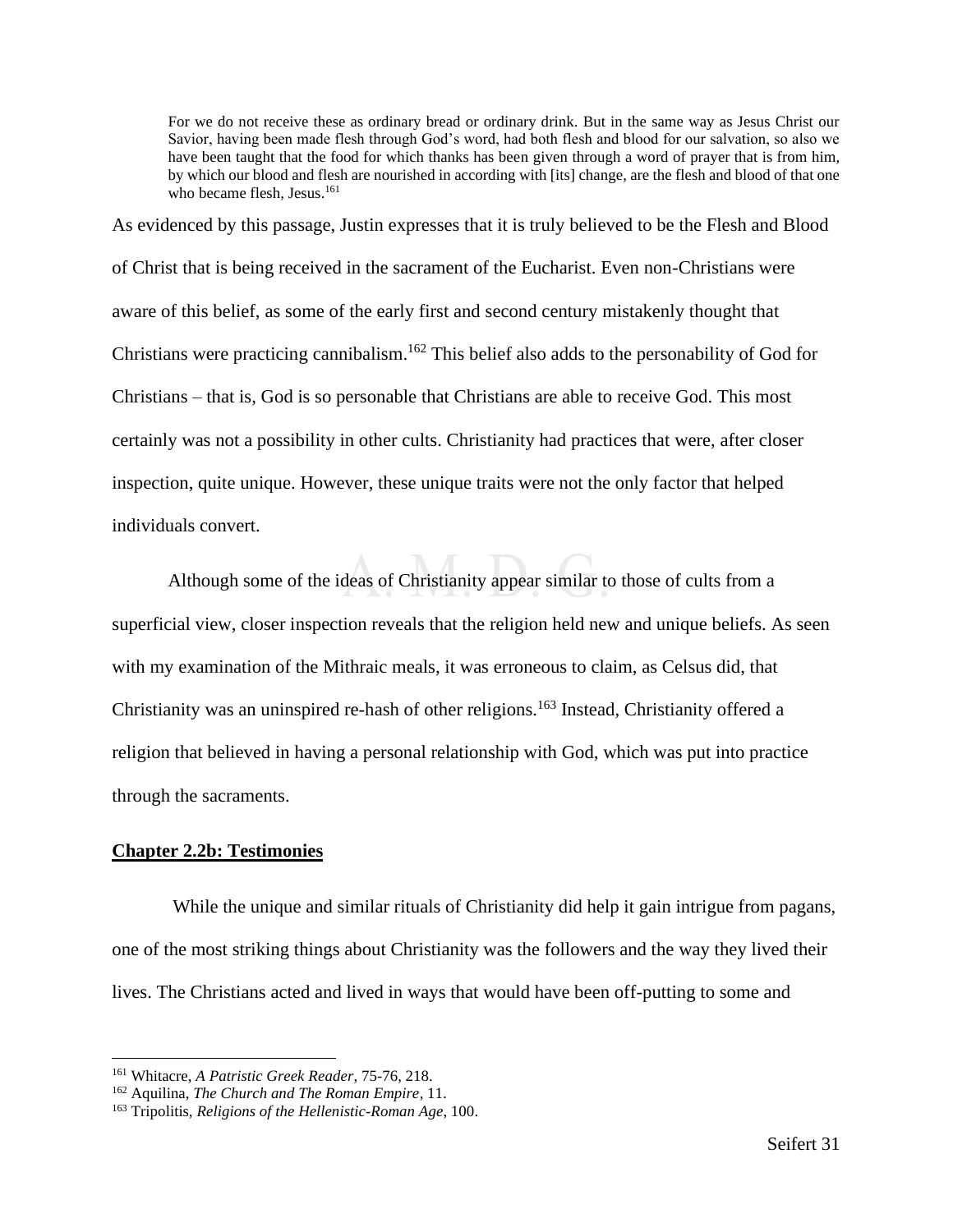> For we do not receive these as ordinary bread or ordinary drink. But in the same way as Jesus Christ our Savior, having been made flesh through God's word, had both flesh and blood for our salvation, so also we have been taught that the food for which thanks has been given through a word of prayer that is from him, by which our blood and flesh are nourished in according with [its] change, are the flesh and blood of that one who became flesh, Jesus.[161]

As evidenced by this passage, Justin expresses that it is truly believed to be the Flesh and Blood of Christ that is being received in the sacrament of the Eucharist. Even non-Christians were aware of this belief, as some of the early first and second century mistakenly thought that Christians were practicing cannibalism.[162] This belief also adds to the personability of God for Christians – that is, God is so personable that Christians are able to receive God. This most certainly was not a possibility in other cults. Christianity had practices that were, after closer inspection, quite unique. However, these unique traits were not the only factor that helped individuals convert.

Although some of the ideas of Christianity appear similar to those of cults from a superficial view, closer inspection reveals that the religion held new and unique beliefs. As seen with my examination of the Mithraic meals, it was erroneous to claim, as Celsus did, that Christianity was an uninspired re-hash of other religions.[163] Instead, Christianity offered a religion that believed in having a personal relationship with God, which was put into practice through the sacraments.

## Chapter 2.2b: Testimonies

While the unique and similar rituals of Christianity did help it gain intrigue from pagans, one of the most striking things about Christianity was the followers and the way they lived their lives. The Christians acted and lived in ways that would have been off-putting to some and

---

[161] Whitacre, *A Patristic Greek Reader*, 75-76, 218.

[162] Aquilina, *The Church and The Roman Empire*, 11.

[163] Tripolitis, *Religions of the Hellenistic-Roman Age*, 100.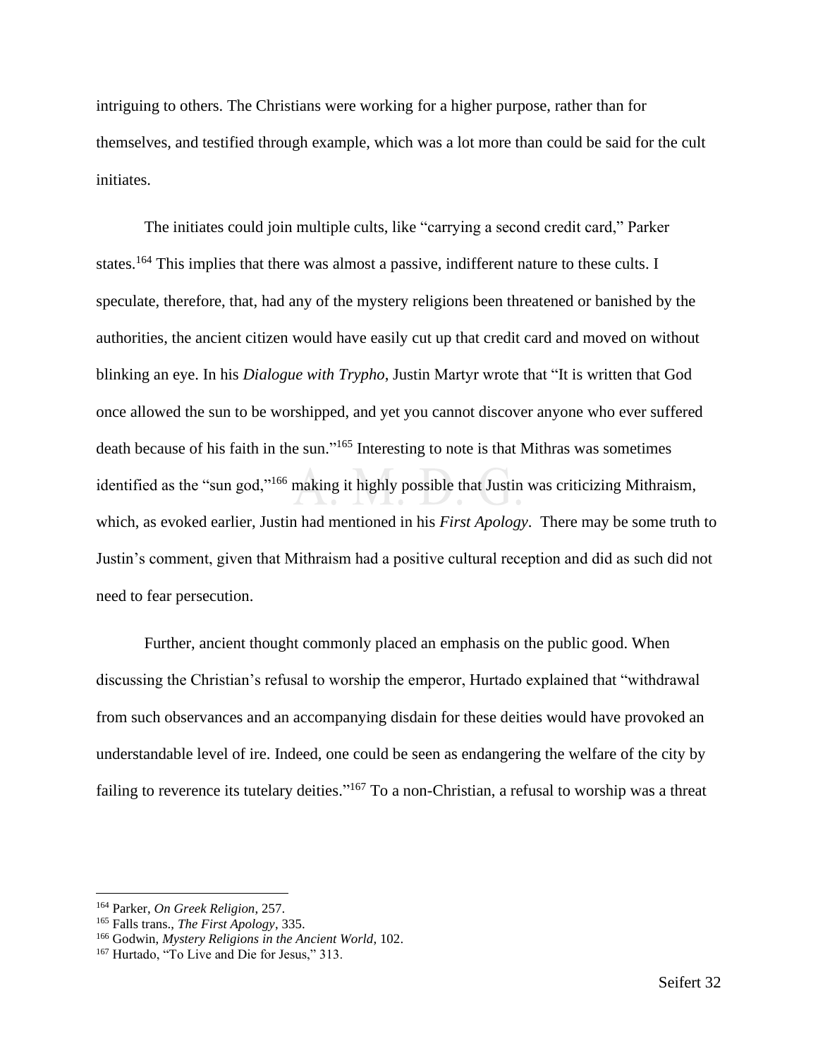intriguing to others. The Christians were working for a higher purpose, rather than for themselves, and testified through example, which was a lot more than could be said for the cult initiates.

The initiates could join multiple cults, like "carrying a second credit card," Parker states.[164] This implies that there was almost a passive, indifferent nature to these cults. I speculate, therefore, that, had any of the mystery religions been threatened or banished by the authorities, the ancient citizen would have easily cut up that credit card and moved on without blinking an eye. In his *Dialogue with Trypho*, Justin Martyr wrote that "It is written that God once allowed the sun to be worshipped, and yet you cannot discover anyone who ever suffered death because of his faith in the sun."[165] Interesting to note is that Mithras was sometimes identified as the "sun god,"[166] making it highly possible that Justin was criticizing Mithraism, which, as evoked earlier, Justin had mentioned in his *First Apology*. There may be some truth to Justin's comment, given that Mithraism had a positive cultural reception and did as such did not need to fear persecution.

Further, ancient thought commonly placed an emphasis on the public good. When discussing the Christian's refusal to worship the emperor, Hurtado explained that "withdrawal from such observances and an accompanying disdain for these deities would have provoked an understandable level of ire. Indeed, one could be seen as endangering the welfare of the city by failing to reverence its tutelary deities."[167] To a non-Christian, a refusal to worship was a threat

---

[164] Parker, *On Greek Religion*, 257.
[165] Falls trans., *The First Apology*, 335.
[166] Godwin, *Mystery Religions in the Ancient World*, 102.
[167] Hurtado, "To Live and Die for Jesus," 313.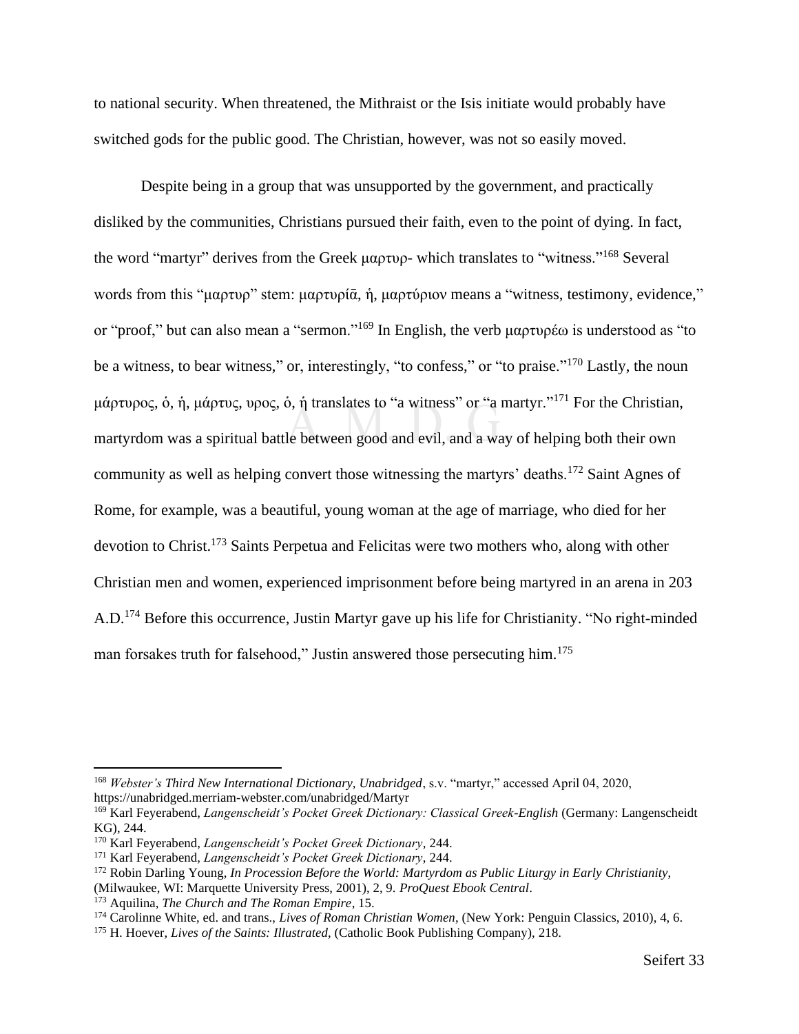to national security. When threatened, the Mithraist or the Isis initiate would probably have switched gods for the public good. The Christian, however, was not so easily moved.

Despite being in a group that was unsupported by the government, and practically disliked by the communities, Christians pursued their faith, even to the point of dying. In fact, the word "martyr" derives from the Greek μαρτυρ- which translates to "witness."[168] Several words from this "μαρτυρ" stem: μαρτυρίᾱ, ἡ, μαρτύριον means a "witness, testimony, evidence," or "proof," but can also mean a "sermon."[169] In English, the verb μαρτυρέω is understood as "to be a witness, to bear witness," or, interestingly, "to confess," or "to praise."[170] Lastly, the noun μάρτυρος, ὁ, ἡ, μάρτυς, υρος, ὁ, ἡ translates to "a witness" or "a martyr."[171] For the Christian, martyrdom was a spiritual battle between good and evil, and a way of helping both their own community as well as helping convert those witnessing the martyrs' deaths.[172] Saint Agnes of Rome, for example, was a beautiful, young woman at the age of marriage, who died for her devotion to Christ.[173] Saints Perpetua and Felicitas were two mothers who, along with other Christian men and women, experienced imprisonment before being martyred in an arena in 203 A.D.[174] Before this occurrence, Justin Martyr gave up his life for Christianity. "No right-minded man forsakes truth for falsehood," Justin answered those persecuting him.[175]

---

[168] *Webster's Third New International Dictionary, Unabridged*, s.v. "martyr," accessed April 04, 2020, https://unabridged.merriam-webster.com/unabridged/Martyr

[169] Karl Feyerabend, *Langenscheidt's Pocket Greek Dictionary: Classical Greek-English* (Germany: Langenscheidt KG), 244.

[170] Karl Feyerabend, *Langenscheidt's Pocket Greek Dictionary*, 244.

[171] Karl Feyerabend, *Langenscheidt's Pocket Greek Dictionary*, 244.

[172] Robin Darling Young, *In Procession Before the World: Martyrdom as Public Liturgy in Early Christianity*, (Milwaukee, WI: Marquette University Press, 2001), 2, 9. *ProQuest Ebook Central*.

[173] Aquilina, *The Church and The Roman Empire*, 15.

[174] Carolinne White, ed. and trans., *Lives of Roman Christian Women*, (New York: Penguin Classics, 2010), 4, 6.

[175] H. Hoever, *Lives of the Saints: Illustrated*, (Catholic Book Publishing Company), 218.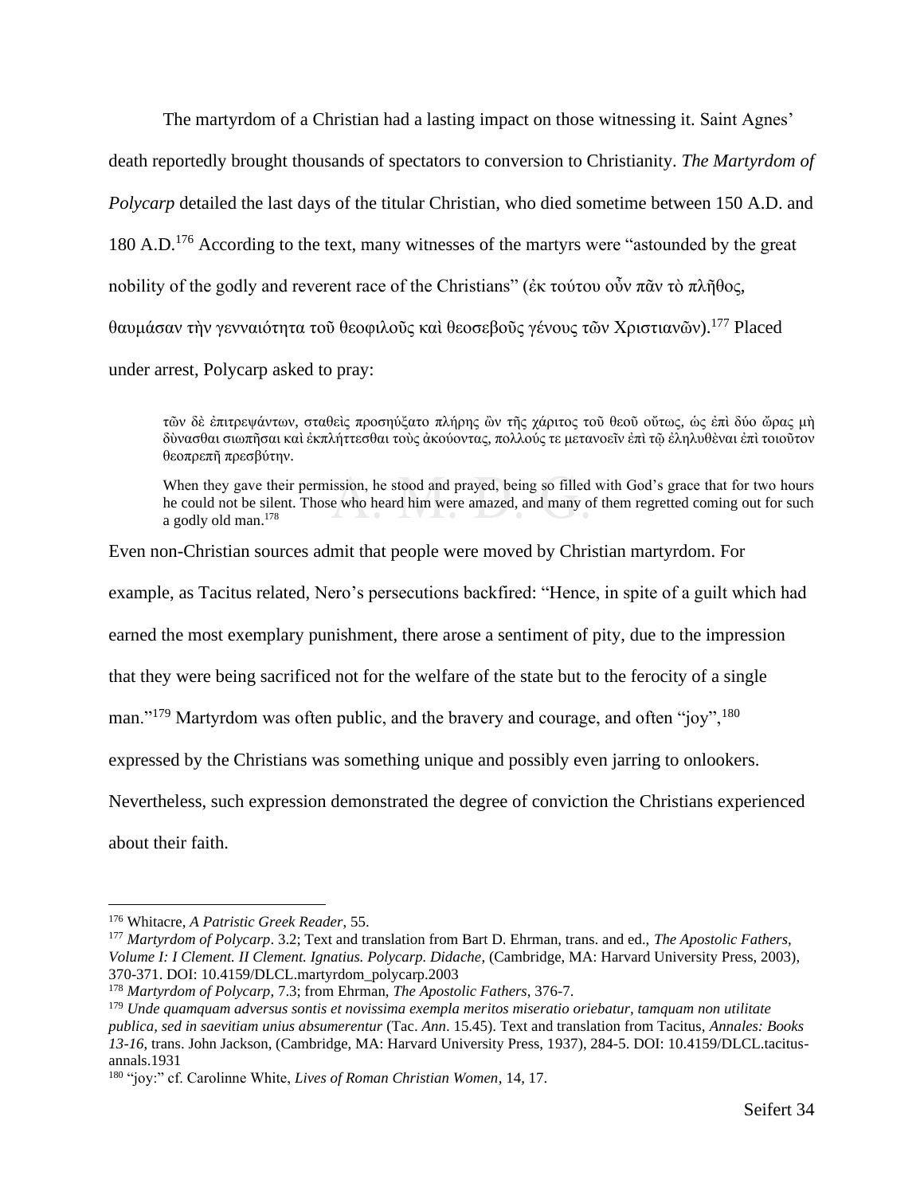The martyrdom of a Christian had a lasting impact on those witnessing it. Saint Agnes' death reportedly brought thousands of spectators to conversion to Christianity. *The Martyrdom of Polycarp* detailed the last days of the titular Christian, who died sometime between 150 A.D. and 180 A.D.[176] According to the text, many witnesses of the martyrs were "astounded by the great nobility of the godly and reverent race of the Christians" (ἐκ τούτου οὖν πᾶν τὸ πλῆθος, θαυμάσαν τὴν γενναιότητα τοῦ θεοφιλοῦς καὶ θεοσεβοῦς γένους τῶν Χριστιανῶν).[177] Placed under arrest, Polycarp asked to pray:

> τῶν δὲ ἐπιτρεψάντων, σταθεὶς προσηύξατο πλήρης ὢν τῆς χάριτος τοῦ θεοῦ οὕτως, ὡς ἐπὶ δύο ὥρας μὴ δὺνασθαι σιωπῆσαι καὶ ἐκπλήττεσθαι τοὺς ἀκούοντας, πολλούς τε μετανοεῖν ἐπὶ τῷ ἐληλυθὲναι ἐπὶ τοιοῦτον θεοπρεπῆ πρεσβύτην.
>
> When they gave their permission, he stood and prayed, being so filled with God's grace that for two hours he could not be silent. Those who heard him were amazed, and many of them regretted coming out for such a godly old man.[178]

Even non-Christian sources admit that people were moved by Christian martyrdom. For example, as Tacitus related, Nero's persecutions backfired: "Hence, in spite of a guilt which had earned the most exemplary punishment, there arose a sentiment of pity, due to the impression that they were being sacrificed not for the welfare of the state but to the ferocity of a single man."[179] Martyrdom was often public, and the bravery and courage, and often "joy",[180] expressed by the Christians was something unique and possibly even jarring to onlookers. Nevertheless, such expression demonstrated the degree of conviction the Christians experienced about their faith.

---

[176] Whitacre, *A Patristic Greek Reader*, 55.

[177] *Martyrdom of Polycarp*. 3.2; Text and translation from Bart D. Ehrman, trans. and ed., *The Apostolic Fathers, Volume I: I Clement. II Clement. Ignatius. Polycarp. Didache*, (Cambridge, MA: Harvard University Press, 2003), 370-371. DOI: 10.4159/DLCL.martyrdom_polycarp.2003

[178] *Martyrdom of Polycarp*, 7.3; from Ehrman, *The Apostolic Fathers*, 376-7.

[179] *Unde quamquam adversus sontis et novissima exempla meritos miseratio oriebatur, tamquam non utilitate publica, sed in saevitiam unius absumerentur* (Tac. *Ann*. 15.45). Text and translation from Tacitus, *Annales: Books 13-16*, trans. John Jackson, (Cambridge, MA: Harvard University Press, 1937), 284-5. DOI: 10.4159/DLCL.tacitus-annals.1931

[180] "joy:" cf. Carolinne White, *Lives of Roman Christian Women*, 14, 17.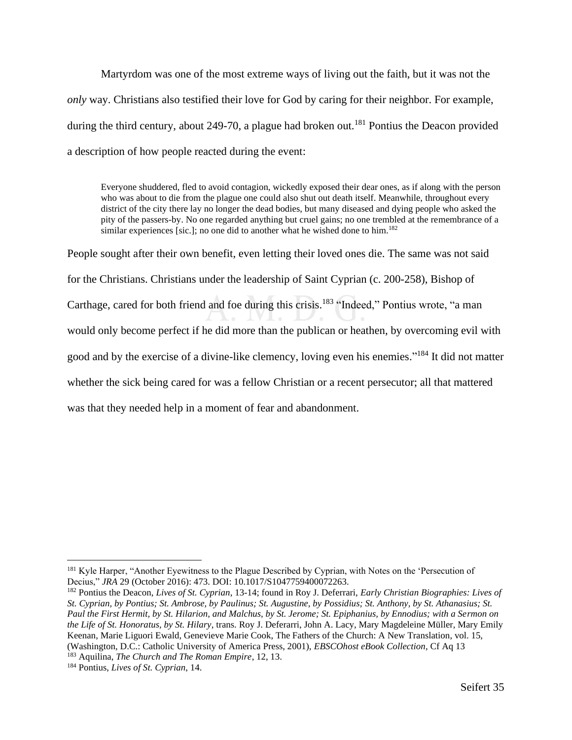Martyrdom was one of the most extreme ways of living out the faith, but it was not the *only* way. Christians also testified their love for God by caring for their neighbor. For example, during the third century, about 249-70, a plague had broken out.[181] Pontius the Deacon provided a description of how people reacted during the event:

> Everyone shuddered, fled to avoid contagion, wickedly exposed their dear ones, as if along with the person who was about to die from the plague one could also shut out death itself. Meanwhile, throughout every district of the city there lay no longer the dead bodies, but many diseased and dying people who asked the pity of the passers-by. No one regarded anything but cruel gains; no one trembled at the remembrance of a similar experiences [sic.]; no one did to another what he wished done to him.[182]

People sought after their own benefit, even letting their loved ones die. The same was not said for the Christians. Christians under the leadership of Saint Cyprian (c. 200-258), Bishop of Carthage, cared for both friend and foe during this crisis.[183] "Indeed," Pontius wrote, "a man would only become perfect if he did more than the publican or heathen, by overcoming evil with good and by the exercise of a divine-like clemency, loving even his enemies."[184] It did not matter whether the sick being cared for was a fellow Christian or a recent persecutor; all that mattered was that they needed help in a moment of fear and abandonment.

---

[181] Kyle Harper, "Another Eyewitness to the Plague Described by Cyprian, with Notes on the 'Persecution of Decius," *JRA* 29 (October 2016): 473. DOI: 10.1017/S1047759400072263.

[182] Pontius the Deacon, *Lives of St. Cyprian*, 13-14; found in Roy J. Deferrari, *Early Christian Biographies: Lives of St. Cyprian, by Pontius; St. Ambrose, by Paulinus; St. Augustine, by Possidius; St. Anthony, by St. Athanasius; St. Paul the First Hermit, by St. Hilarion, and Malchus, by St. Jerome; St. Epiphanius, by Ennodius; with a Sermon on the Life of St. Honoratus, by St. Hilary*, trans. Roy J. Deferrari, John A. Lacy, Mary Magdeleine Müller, Mary Emily Keenan, Marie Liguori Ewald, Genevieve Marie Cook, The Fathers of the Church: A New Translation, vol. 15, (Washington, D.C.: Catholic University of America Press, 2001), *EBSCOhost eBook Collection*, Cf Aq 13

[183] Aquilina, *The Church and The Roman Empire*, 12, 13.

[184] Pontius, *Lives of St. Cyprian*, 14.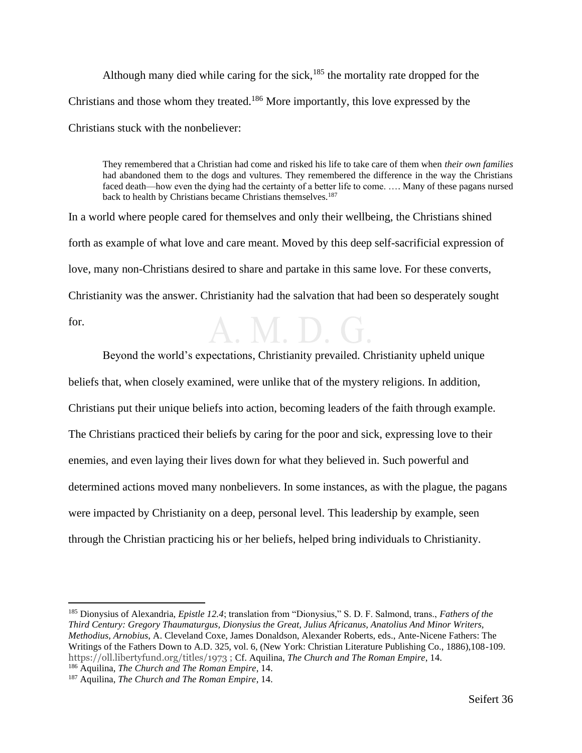Although many died while caring for the sick,[185] the mortality rate dropped for the Christians and those whom they treated.[186] More importantly, this love expressed by the Christians stuck with the nonbeliever:

> They remembered that a Christian had come and risked his life to take care of them when *their own families* had abandoned them to the dogs and vultures. They remembered the difference in the way the Christians faced death—how even the dying had the certainty of a better life to come. …. Many of these pagans nursed back to health by Christians became Christians themselves.[187]

In a world where people cared for themselves and only their wellbeing, the Christians shined forth as example of what love and care meant. Moved by this deep self-sacrificial expression of love, many non-Christians desired to share and partake in this same love. For these converts, Christianity was the answer. Christianity had the salvation that had been so desperately sought for.

Beyond the world's expectations, Christianity prevailed. Christianity upheld unique beliefs that, when closely examined, were unlike that of the mystery religions. In addition, Christians put their unique beliefs into action, becoming leaders of the faith through example. The Christians practiced their beliefs by caring for the poor and sick, expressing love to their enemies, and even laying their lives down for what they believed in. Such powerful and determined actions moved many nonbelievers. In some instances, as with the plague, the pagans were impacted by Christianity on a deep, personal level. This leadership by example, seen through the Christian practicing his or her beliefs, helped bring individuals to Christianity.

---

[185] Dionysius of Alexandria, *Epistle 12.4*; translation from "Dionysius," S. D. F. Salmond, trans., *Fathers of the Third Century: Gregory Thaumaturgus, Dionysius the Great, Julius Africanus, Anatolius And Minor Writers, Methodius, Arnobius*, A. Cleveland Coxe, James Donaldson, Alexander Roberts, eds., Ante-Nicene Fathers: The Writings of the Fathers Down to A.D. 325, vol. 6, (New York: Christian Literature Publishing Co., 1886),108-109. https://oll.libertyfund.org/titles/1973 ; Cf. Aquilina, *The Church and The Roman Empire*, 14.

[186] Aquilina, *The Church and The Roman Empire*, 14.

[187] Aquilina, *The Church and The Roman Empire*, 14.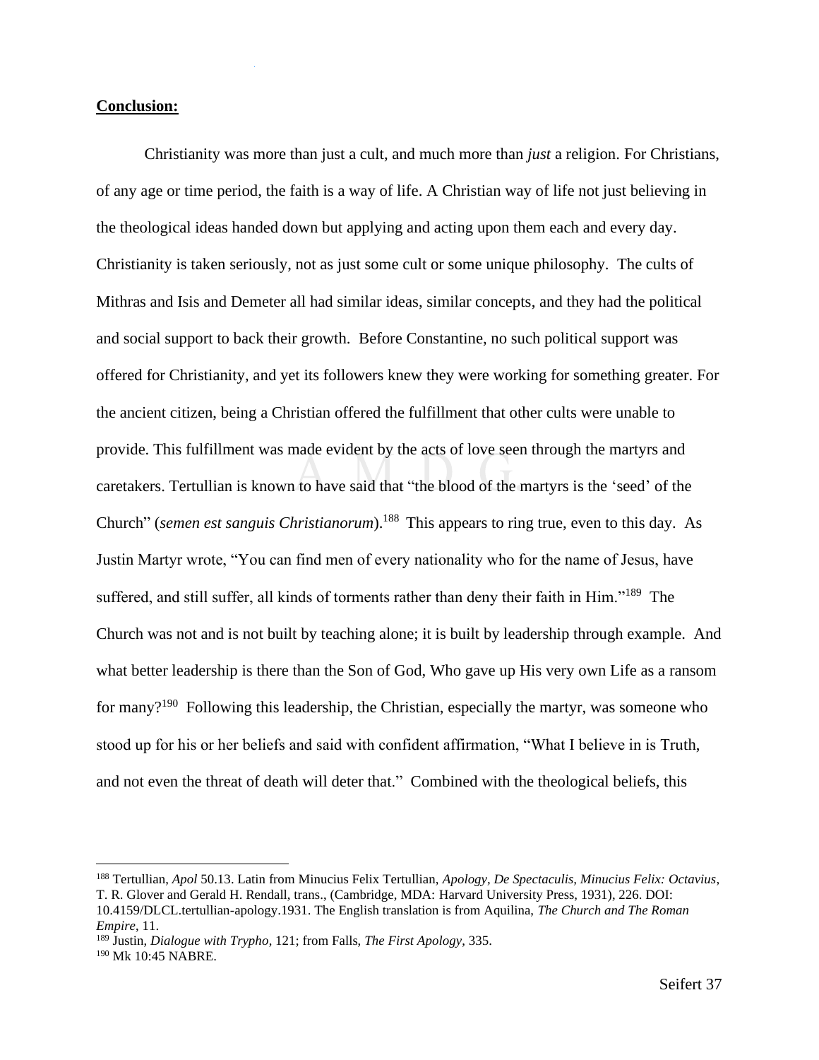**Conclusion:**

Christianity was more than just a cult, and much more than *just* a religion. For Christians, of any age or time period, the faith is a way of life. A Christian way of life not just believing in the theological ideas handed down but applying and acting upon them each and every day. Christianity is taken seriously, not as just some cult or some unique philosophy. The cults of Mithras and Isis and Demeter all had similar ideas, similar concepts, and they had the political and social support to back their growth. Before Constantine, no such political support was offered for Christianity, and yet its followers knew they were working for something greater. For the ancient citizen, being a Christian offered the fulfillment that other cults were unable to provide. This fulfillment was made evident by the acts of love seen through the martyrs and caretakers. Tertullian is known to have said that "the blood of the martyrs is the 'seed' of the Church" (*semen est sanguis Christianorum*).[188] This appears to ring true, even to this day. As Justin Martyr wrote, "You can find men of every nationality who for the name of Jesus, have suffered, and still suffer, all kinds of torments rather than deny their faith in Him."[189] The Church was not and is not built by teaching alone; it is built by leadership through example. And what better leadership is there than the Son of God, Who gave up His very own Life as a ransom for many?[190] Following this leadership, the Christian, especially the martyr, was someone who stood up for his or her beliefs and said with confident affirmation, "What I believe in is Truth, and not even the threat of death will deter that." Combined with the theological beliefs, this

---

[188] Tertullian, *Apol* 50.13. Latin from Minucius Felix Tertullian, *Apology, De Spectaculis, Minucius Felix: Octavius*, T. R. Glover and Gerald H. Rendall, trans., (Cambridge, MDA: Harvard University Press, 1931), 226. DOI: 10.4159/DLCL.tertullian-apology.1931. The English translation is from Aquilina, *The Church and The Roman Empire*, 11.

[189] Justin, *Dialogue with Trypho*, 121; from Falls, *The First Apology*, 335.

[190] Mk 10:45 NABRE.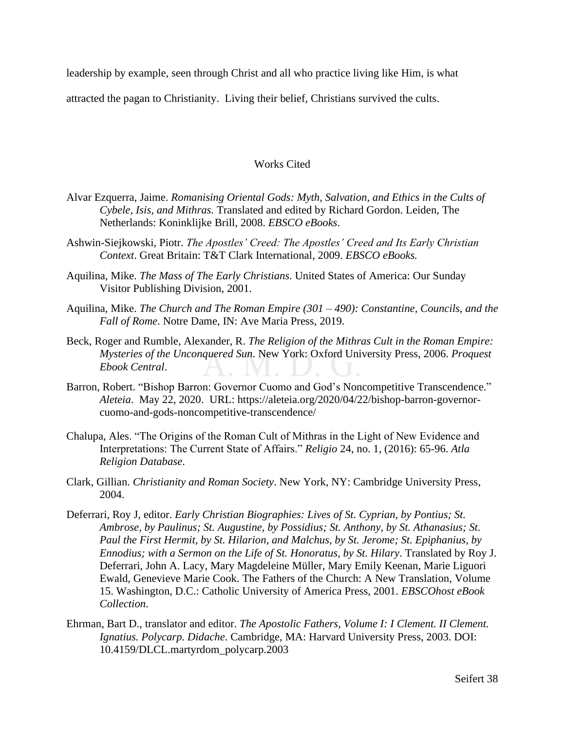leadership by example, seen through Christ and all who practice living like Him, is what attracted the pagan to Christianity.  Living their belief, Christians survived the cults.

## Works Cited

Alvar Ezquerra, Jaime. *Romanising Oriental Gods: Myth, Salvation, and Ethics in the Cults of Cybele, Isis, and Mithras.* Translated and edited by Richard Gordon. Leiden, The Netherlands: Koninklijke Brill, 2008. *EBSCO eBooks*.

Ashwin-Siejkowski, Piotr. *The Apostles' Creed: The Apostles' Creed and Its Early Christian Context*. Great Britain: T&T Clark International, 2009. *EBSCO eBooks.*

Aquilina, Mike. *The Mass of The Early Christians*. United States of America: Our Sunday Visitor Publishing Division, 2001.

Aquilina, Mike. *The Church and The Roman Empire (301 – 490): Constantine, Councils, and the Fall of Rome*. Notre Dame, IN: Ave Maria Press, 2019.

Beck, Roger and Rumble, Alexander, R. *The Religion of the Mithras Cult in the Roman Empire: Mysteries of the Unconquered Sun*. New York: Oxford University Press, 2006. *Proquest Ebook Central*.

Barron, Robert. "Bishop Barron: Governor Cuomo and God's Noncompetitive Transcendence." *Aleteia*. May 22, 2020. URL: https://aleteia.org/2020/04/22/bishop-barron-governor-cuomo-and-gods-noncompetitive-transcendence/

Chalupa, Ales. "The Origins of the Roman Cult of Mithras in the Light of New Evidence and Interpretations: The Current State of Affairs." *Religio* 24, no. 1, (2016): 65-96. *Atla Religion Database*.

Clark, Gillian. *Christianity and Roman Society*. New York, NY: Cambridge University Press, 2004.

Deferrari, Roy J, editor. *Early Christian Biographies: Lives of St. Cyprian, by Pontius; St. Ambrose, by Paulinus; St. Augustine, by Possidius; St. Anthony, by St. Athanasius; St. Paul the First Hermit, by St. Hilarion, and Malchus, by St. Jerome; St. Epiphanius, by Ennodius; with a Sermon on the Life of St. Honoratus, by St. Hilary*. Translated by Roy J. Deferrari, John A. Lacy, Mary Magdeleine Müller, Mary Emily Keenan, Marie Liguori Ewald, Genevieve Marie Cook. The Fathers of the Church: A New Translation, Volume 15. Washington, D.C.: Catholic University of America Press, 2001. *EBSCOhost eBook Collection*.

Ehrman, Bart D., translator and editor. *The Apostolic Fathers, Volume I: I Clement. II Clement. Ignatius. Polycarp. Didache*. Cambridge, MA: Harvard University Press, 2003. DOI: 10.4159/DLCL.martyrdom_polycarp.2003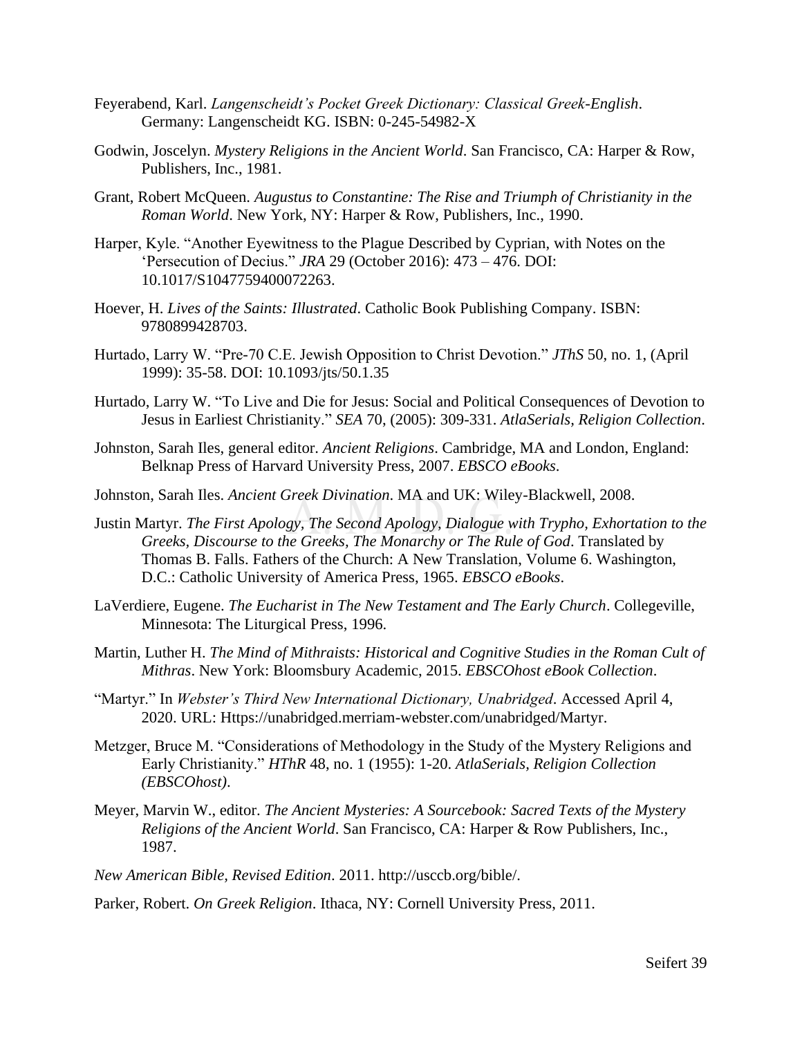Feyerabend, Karl. *Langenscheidt's Pocket Greek Dictionary: Classical Greek-English*. Germany: Langenscheidt KG. ISBN: 0-245-54982-X

Godwin, Joscelyn. *Mystery Religions in the Ancient World*. San Francisco, CA: Harper & Row, Publishers, Inc., 1981.

Grant, Robert McQueen. *Augustus to Constantine: The Rise and Triumph of Christianity in the Roman World*. New York, NY: Harper & Row, Publishers, Inc., 1990.

Harper, Kyle. "Another Eyewitness to the Plague Described by Cyprian, with Notes on the 'Persecution of Decius." *JRA* 29 (October 2016): 473 – 476. DOI: 10.1017/S1047759400072263.

Hoever, H. *Lives of the Saints: Illustrated*. Catholic Book Publishing Company. ISBN: 9780899428703.

Hurtado, Larry W. "Pre-70 C.E. Jewish Opposition to Christ Devotion." *JThS* 50, no. 1, (April 1999): 35-58. DOI: 10.1093/jts/50.1.35

Hurtado, Larry W. "To Live and Die for Jesus: Social and Political Consequences of Devotion to Jesus in Earliest Christianity." *SEA* 70, (2005): 309-331. *AtlaSerials, Religion Collection*.

Johnston, Sarah Iles, general editor. *Ancient Religions*. Cambridge, MA and London, England: Belknap Press of Harvard University Press, 2007. *EBSCO eBooks*.

Johnston, Sarah Iles. *Ancient Greek Divination*. MA and UK: Wiley-Blackwell, 2008.

Justin Martyr. *The First Apology, The Second Apology, Dialogue with Trypho, Exhortation to the Greeks, Discourse to the Greeks, The Monarchy or The Rule of God*. Translated by Thomas B. Falls. Fathers of the Church: A New Translation, Volume 6. Washington, D.C.: Catholic University of America Press, 1965. *EBSCO eBooks*.

LaVerdiere, Eugene. *The Eucharist in The New Testament and The Early Church*. Collegeville, Minnesota: The Liturgical Press, 1996.

Martin, Luther H. *The Mind of Mithraists: Historical and Cognitive Studies in the Roman Cult of Mithras*. New York: Bloomsbury Academic, 2015. *EBSCOhost eBook Collection*.

"Martyr." In *Webster's Third New International Dictionary, Unabridged*. Accessed April 4, 2020. URL: Https://unabridged.merriam-webster.com/unabridged/Martyr.

Metzger, Bruce M. "Considerations of Methodology in the Study of the Mystery Religions and Early Christianity." *HThR* 48, no. 1 (1955): 1-20. *AtlaSerials, Religion Collection (EBSCOhost)*.

Meyer, Marvin W., editor. *The Ancient Mysteries: A Sourcebook: Sacred Texts of the Mystery Religions of the Ancient World*. San Francisco, CA: Harper & Row Publishers, Inc., 1987.

*New American Bible, Revised Edition*. 2011. http://usccb.org/bible/.

Parker, Robert. *On Greek Religion*. Ithaca, NY: Cornell University Press, 2011.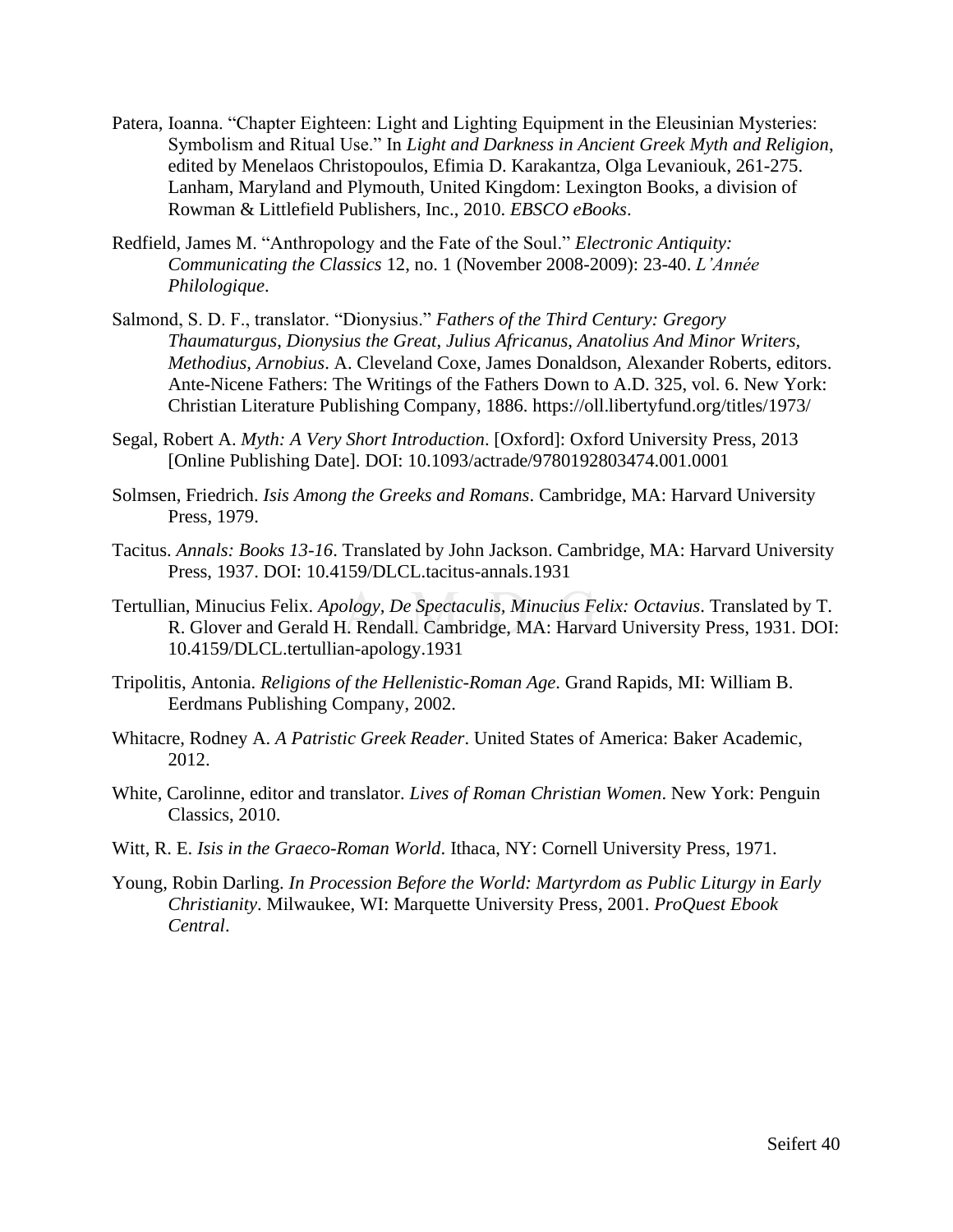Patera, Ioanna. “Chapter Eighteen: Light and Lighting Equipment in the Eleusinian Mysteries: Symbolism and Ritual Use.” In *Light and Darkness in Ancient Greek Myth and Religion*, edited by Menelaos Christopoulos, Efimia D. Karakantza, Olga Levaniouk, 261-275. Lanham, Maryland and Plymouth, United Kingdom: Lexington Books, a division of Rowman & Littlefield Publishers, Inc., 2010. *EBSCO eBooks*.

Redfield, James M. “Anthropology and the Fate of the Soul.” *Electronic Antiquity: Communicating the Classics* 12, no. 1 (November 2008-2009): 23-40. *L’Année Philologique*.

Salmond, S. D. F., translator. “Dionysius.” *Fathers of the Third Century: Gregory Thaumaturgus, Dionysius the Great, Julius Africanus, Anatolius And Minor Writers, Methodius, Arnobius*. A. Cleveland Coxe, James Donaldson, Alexander Roberts, editors. Ante-Nicene Fathers: The Writings of the Fathers Down to A.D. 325, vol. 6. New York: Christian Literature Publishing Company, 1886. https://oll.libertyfund.org/titles/1973/

Segal, Robert A. *Myth: A Very Short Introduction*. [Oxford]: Oxford University Press, 2013 [Online Publishing Date]. DOI: 10.1093/actrade/9780192803474.001.0001

Solmsen, Friedrich. *Isis Among the Greeks and Romans*. Cambridge, MA: Harvard University Press, 1979.

Tacitus. *Annals: Books 13-16*. Translated by John Jackson. Cambridge, MA: Harvard University Press, 1937. DOI: 10.4159/DLCL.tacitus-annals.1931

Tertullian, Minucius Felix. *Apology, De Spectaculis, Minucius Felix: Octavius*. Translated by T. R. Glover and Gerald H. Rendall. Cambridge, MA: Harvard University Press, 1931. DOI: 10.4159/DLCL.tertullian-apology.1931

Tripolitis, Antonia. *Religions of the Hellenistic-Roman Age*. Grand Rapids, MI: William B. Eerdmans Publishing Company, 2002.

Whitacre, Rodney A. *A Patristic Greek Reader*. United States of America: Baker Academic, 2012.

White, Carolinne, editor and translator. *Lives of Roman Christian Women*. New York: Penguin Classics, 2010.

Witt, R. E. *Isis in the Graeco-Roman World*. Ithaca, NY: Cornell University Press, 1971.

Young, Robin Darling. *In Procession Before the World: Martyrdom as Public Liturgy in Early Christianity*. Milwaukee, WI: Marquette University Press, 2001. *ProQuest Ebook Central*.